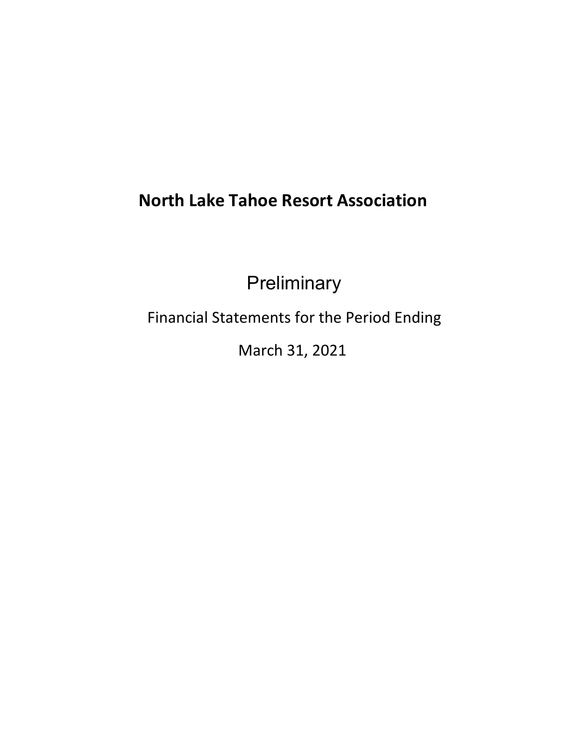# North Lake Tahoe Resort Association

Preliminary

Financial Statements for the Period Ending

March 31, 2021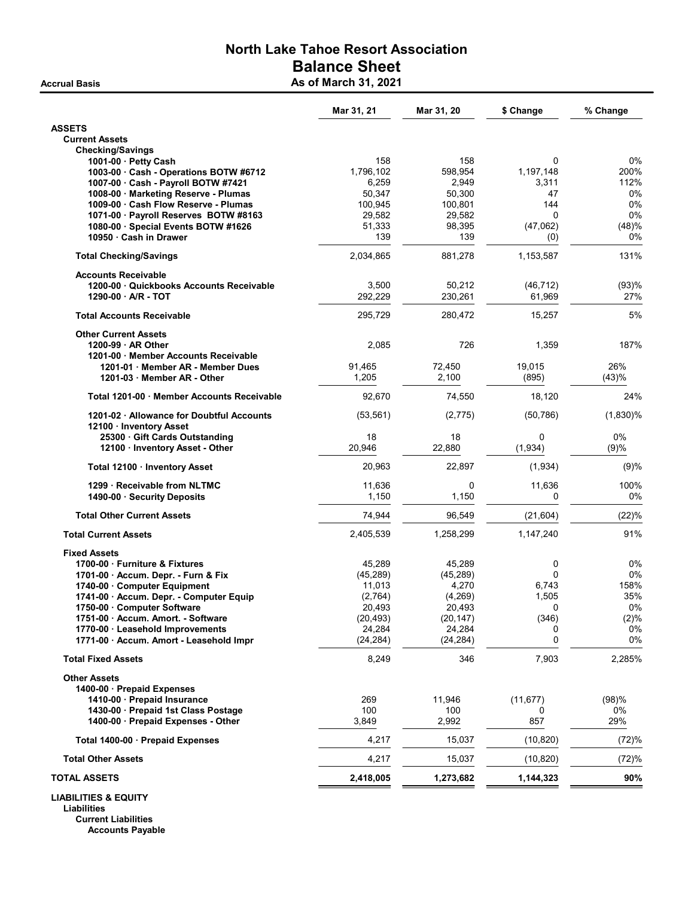# North Lake Tahoe Resort Association

## Balance Sheet

**Accrual Basis** — **As of March 31, 2021**

| | Mar 31, 21 | Mar 31, 20 | $ Change | % Change |
|---|---|---|---|---|
| **ASSETS** | | | | |
| **Current Assets** | | | | |
| **Checking/Savings** | | | | |
| 1001-00 · Petty Cash | 158 | 158 | 0 | 0% |
| 1003-00 · Cash - Operations BOTW #6712 | 1,796,102 | 598,954 | 1,197,148 | 200% |
| 1007-00 · Cash - Payroll BOTW #7421 | 6,259 | 2,949 | 3,311 | 112% |
| 1008-00 · Marketing Reserve - Plumas | 50,347 | 50,300 | 47 | 0% |
| 1009-00 · Cash Flow Reserve - Plumas | 100,945 | 100,801 | 144 | 0% |
| 1071-00 · Payroll Reserves BOTW #8163 | 29,582 | 29,582 | 0 | 0% |
| 1080-00 · Special Events BOTW #1626 | 51,333 | 98,395 | (47,062) | (48)% |
| 10950 · Cash in Drawer | 139 | 139 | (0) | 0% |
| **Total Checking/Savings** | 2,034,865 | 881,278 | 1,153,587 | 131% |
| **Accounts Receivable** | | | | |
| 1200-00 · Quickbooks Accounts Receivable | 3,500 | 50,212 | (46,712) | (93)% |
| 1290-00 · A/R - TOT | 292,229 | 230,261 | 61,969 | 27% |
| **Total Accounts Receivable** | 295,729 | 280,472 | 15,257 | 5% |
| **Other Current Assets** | | | | |
| 1200-99 · AR Other | 2,085 | 726 | 1,359 | 187% |
| 1201-00 · Member Accounts Receivable | | | | |
| 1201-01 · Member AR - Member Dues | 91,465 | 72,450 | 19,015 | 26% |
| 1201-03 · Member AR - Other | 1,205 | 2,100 | (895) | (43)% |
| **Total 1201-00 · Member Accounts Receivable** | 92,670 | 74,550 | 18,120 | 24% |
| 1201-02 · Allowance for Doubtful Accounts | (53,561) | (2,775) | (50,786) | (1,830)% |
| 12100 · Inventory Asset | | | | |
| 25300 · Gift Cards Outstanding | 18 | 18 | 0 | 0% |
| 12100 · Inventory Asset - Other | 20,946 | 22,880 | (1,934) | (9)% |
| **Total 12100 · Inventory Asset** | 20,963 | 22,897 | (1,934) | (9)% |
| 1299 · Receivable from NLTMC | 11,636 | 0 | 11,636 | 100% |
| 1490-00 · Security Deposits | 1,150 | 1,150 | 0 | 0% |
| **Total Other Current Assets** | 74,944 | 96,549 | (21,604) | (22)% |
| **Total Current Assets** | 2,405,539 | 1,258,299 | 1,147,240 | 91% |
| **Fixed Assets** | | | | |
| 1700-00 · Furniture & Fixtures | 45,289 | 45,289 | 0 | 0% |
| 1701-00 · Accum. Depr. - Furn & Fix | (45,289) | (45,289) | 0 | 0% |
| 1740-00 · Computer Equipment | 11,013 | 4,270 | 6,743 | 158% |
| 1741-00 · Accum. Depr. - Computer Equip | (2,764) | (4,269) | 1,505 | 35% |
| 1750-00 · Computer Software | 20,493 | 20,493 | 0 | 0% |
| 1751-00 · Accum. Amort. - Software | (20,493) | (20,147) | (346) | (2)% |
| 1770-00 · Leasehold Improvements | 24,284 | 24,284 | 0 | 0% |
| 1771-00 · Accum. Amort - Leasehold Impr | (24,284) | (24,284) | 0 | 0% |
| **Total Fixed Assets** | 8,249 | 346 | 7,903 | 2,285% |
| **Other Assets** | | | | |
| 1400-00 · Prepaid Expenses | | | | |
| 1410-00 · Prepaid Insurance | 269 | 11,946 | (11,677) | (98)% |
| 1430-00 · Prepaid 1st Class Postage | 100 | 100 | 0 | 0% |
| 1400-00 · Prepaid Expenses - Other | 3,849 | 2,992 | 857 | 29% |
| **Total 1400-00 · Prepaid Expenses** | 4,217 | 15,037 | (10,820) | (72)% |
| **Total Other Assets** | 4,217 | 15,037 | (10,820) | (72)% |
| **TOTAL ASSETS** | **2,418,005** | **1,273,682** | **1,144,323** | **90%** |
| **LIABILITIES & EQUITY** | | | | |
| **Liabilities** | | | | |
| **Current Liabilities** | | | | |
| **Accounts Payable** | | | | |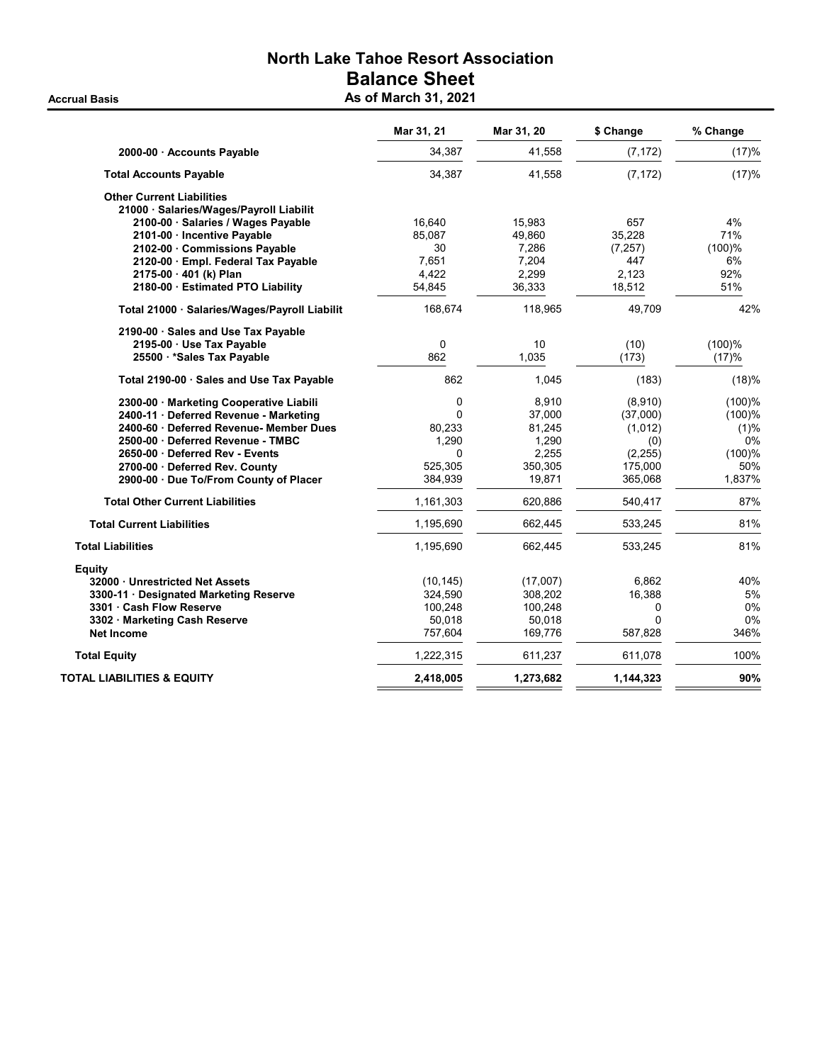# North Lake Tahoe Resort Association

## Balance Sheet

**Accrual Basis** — **As of March 31, 2021**

| | Mar 31, 21 | Mar 31, 20 | $ Change | % Change |
|---|---|---|---|---|
| **2000-00 · Accounts Payable** | 34,387 | 41,558 | (7,172) | (17)% |
| **Total Accounts Payable** | 34,387 | 41,558 | (7,172) | (17)% |
| **Other Current Liabilities** | | | | |
| **21000 · Salaries/Wages/Payroll Liabilit** | | | | |
| **2100-00 · Salaries / Wages Payable** | 16,640 | 15,983 | 657 | 4% |
| **2101-00 · Incentive Payable** | 85,087 | 49,860 | 35,228 | 71% |
| **2102-00 · Commissions Payable** | 30 | 7,286 | (7,257) | (100)% |
| **2120-00 · Empl. Federal Tax Payable** | 7,651 | 7,204 | 447 | 6% |
| **2175-00 · 401 (k) Plan** | 4,422 | 2,299 | 2,123 | 92% |
| **2180-00 · Estimated PTO Liability** | 54,845 | 36,333 | 18,512 | 51% |
| **Total 21000 · Salaries/Wages/Payroll Liabilit** | 168,674 | 118,965 | 49,709 | 42% |
| **2190-00 · Sales and Use Tax Payable** | | | | |
| **2195-00 · Use Tax Payable** | 0 | 10 | (10) | (100)% |
| **25500 · *Sales Tax Payable** | 862 | 1,035 | (173) | (17)% |
| **Total 2190-00 · Sales and Use Tax Payable** | 862 | 1,045 | (183) | (18)% |
| **2300-00 · Marketing Cooperative Liabili** | 0 | 8,910 | (8,910) | (100)% |
| **2400-11 · Deferred Revenue - Marketing** | 0 | 37,000 | (37,000) | (100)% |
| **2400-60 · Deferred Revenue- Member Dues** | 80,233 | 81,245 | (1,012) | (1)% |
| **2500-00 · Deferred Revenue - TMBC** | 1,290 | 1,290 | (0) | 0% |
| **2650-00 · Deferred Rev - Events** | 0 | 2,255 | (2,255) | (100)% |
| **2700-00 · Deferred Rev. County** | 525,305 | 350,305 | 175,000 | 50% |
| **2900-00 · Due To/From County of Placer** | 384,939 | 19,871 | 365,068 | 1,837% |
| **Total Other Current Liabilities** | 1,161,303 | 620,886 | 540,417 | 87% |
| **Total Current Liabilities** | 1,195,690 | 662,445 | 533,245 | 81% |
| **Total Liabilities** | 1,195,690 | 662,445 | 533,245 | 81% |
| **Equity** | | | | |
| **32000 · Unrestricted Net Assets** | (10,145) | (17,007) | 6,862 | 40% |
| **3300-11 · Designated Marketing Reserve** | 324,590 | 308,202 | 16,388 | 5% |
| **3301 · Cash Flow Reserve** | 100,248 | 100,248 | 0 | 0% |
| **3302 · Marketing Cash Reserve** | 50,018 | 50,018 | 0 | 0% |
| **Net Income** | 757,604 | 169,776 | 587,828 | 346% |
| **Total Equity** | 1,222,315 | 611,237 | 611,078 | 100% |
| **TOTAL LIABILITIES & EQUITY** | **2,418,005** | **1,273,682** | **1,144,323** | **90%** |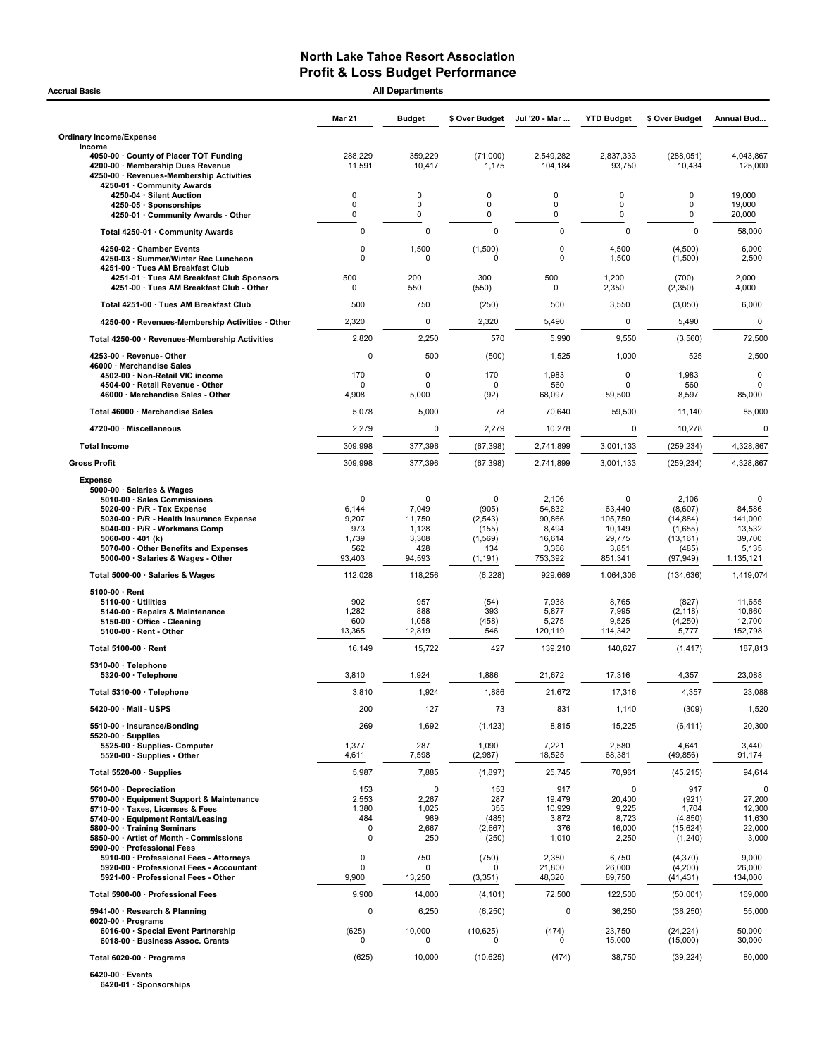# North Lake Tahoe Resort Association
## Profit & Loss Budget Performance

Accrual Basis — All Departments

| | Mar 21 | Budget | $ Over Budget | Jul '20 - Mar ... | YTD Budget | $ Over Budget | Annual Bud... |
|---|---|---|---|---|---|---|---|
| **Ordinary Income/Expense** | | | | | | | |
| **Income** | | | | | | | |
| 4050-00 · County of Placer TOT Funding | 288,229 | 359,229 | (71,000) | 2,549,282 | 2,837,333 | (288,051) | 4,043,867 |
| 4200-00 · Membership Dues Revenue | 11,591 | 10,417 | 1,175 | 104,184 | 93,750 | 10,434 | 125,000 |
| 4250-00 · Revenues-Membership Activities | | | | | | | |
| 4250-01 · Community Awards | | | | | | | |
| 4250-04 · Silent Auction | 0 | 0 | 0 | 0 | 0 | 0 | 19,000 |
| 4250-05 · Sponsorships | 0 | 0 | 0 | 0 | 0 | 0 | 19,000 |
| 4250-01 · Community Awards - Other | 0 | 0 | 0 | 0 | 0 | 0 | 20,000 |
| Total 4250-01 · Community Awards | 0 | 0 | 0 | 0 | 0 | 0 | 58,000 |
| 4250-02 · Chamber Events | 0 | 1,500 | (1,500) | 0 | 4,500 | (4,500) | 6,000 |
| 4250-03 · Summer/Winter Rec Luncheon | 0 | 0 | 0 | 0 | 1,500 | (1,500) | 2,500 |
| 4251-00 · Tues AM Breakfast Club | | | | | | | |
| 4251-01 · Tues AM Breakfast Club Sponsors | 500 | 200 | 300 | 500 | 1,200 | (700) | 2,000 |
| 4251-00 · Tues AM Breakfast Club - Other | 0 | 550 | (550) | 0 | 2,350 | (2,350) | 4,000 |
| Total 4251-00 · Tues AM Breakfast Club | 500 | 750 | (250) | 500 | 3,550 | (3,050) | 6,000 |
| 4250-00 · Revenues-Membership Activities - Other | 2,320 | 0 | 2,320 | 5,490 | 0 | 5,490 | 0 |
| Total 4250-00 · Revenues-Membership Activities | 2,820 | 2,250 | 570 | 5,990 | 9,550 | (3,560) | 72,500 |
| 4253-00 · Revenue- Other | 0 | 500 | (500) | 1,525 | 1,000 | 525 | 2,500 |
| 46000 · Merchandise Sales | | | | | | | |
| 4502-00 · Non-Retail VIC income | 170 | 0 | 170 | 1,983 | 0 | 1,983 | 0 |
| 4504-00 · Retail Revenue - Other | 0 | 0 | 0 | 560 | 0 | 560 | 0 |
| 46000 · Merchandise Sales - Other | 4,908 | 5,000 | (92) | 68,097 | 59,500 | 8,597 | 85,000 |
| Total 46000 · Merchandise Sales | 5,078 | 5,000 | 78 | 70,640 | 59,500 | 11,140 | 85,000 |
| 4720-00 · Miscellaneous | 2,279 | 0 | 2,279 | 10,278 | 0 | 10,278 | 0 |
| **Total Income** | 309,998 | 377,396 | (67,398) | 2,741,899 | 3,001,133 | (259,234) | 4,328,867 |
| **Gross Profit** | 309,998 | 377,396 | (67,398) | 2,741,899 | 3,001,133 | (259,234) | 4,328,867 |
| **Expense** | | | | | | | |
| 5000-00 · Salaries & Wages | | | | | | | |
| 5010-00 · Sales Commissions | 0 | 0 | 0 | 2,106 | 0 | 2,106 | 0 |
| 5020-00 · P/R - Tax Expense | 6,144 | 7,049 | (905) | 54,832 | 63,440 | (8,607) | 84,586 |
| 5030-00 · P/R - Health Insurance Expense | 9,207 | 11,750 | (2,543) | 90,866 | 105,750 | (14,884) | 141,000 |
| 5040-00 · P/R - Workmans Comp | 973 | 1,128 | (155) | 8,494 | 10,149 | (1,655) | 13,532 |
| 5060-00 · 401 (k) | 1,739 | 3,308 | (1,569) | 16,614 | 29,775 | (13,161) | 39,700 |
| 5070-00 · Other Benefits and Expenses | 562 | 428 | 134 | 3,366 | 3,851 | (485) | 5,135 |
| 5000-00 · Salaries & Wages - Other | 93,403 | 94,593 | (1,191) | 753,392 | 851,341 | (97,949) | 1,135,121 |
| Total 5000-00 · Salaries & Wages | 112,028 | 118,256 | (6,228) | 929,669 | 1,064,306 | (134,636) | 1,419,074 |
| 5100-00 · Rent | | | | | | | |
| 5110-00 · Utilities | 902 | 957 | (54) | 7,938 | 8,765 | (827) | 11,655 |
| 5140-00 · Repairs & Maintenance | 1,282 | 888 | 393 | 5,877 | 7,995 | (2,118) | 10,660 |
| 5150-00 · Office - Cleaning | 600 | 1,058 | (458) | 5,275 | 9,525 | (4,250) | 12,700 |
| 5100-00 · Rent - Other | 13,365 | 12,819 | 546 | 120,119 | 114,342 | 5,777 | 152,798 |
| Total 5100-00 · Rent | 16,149 | 15,722 | 427 | 139,210 | 140,627 | (1,417) | 187,813 |
| 5310-00 · Telephone | | | | | | | |
| 5320-00 · Telephone | 3,810 | 1,924 | 1,886 | 21,672 | 17,316 | 4,357 | 23,088 |
| Total 5310-00 · Telephone | 3,810 | 1,924 | 1,886 | 21,672 | 17,316 | 4,357 | 23,088 |
| 5420-00 · Mail - USPS | 200 | 127 | 73 | 831 | 1,140 | (309) | 1,520 |
| 5510-00 · Insurance/Bonding | 269 | 1,692 | (1,423) | 8,815 | 15,225 | (6,411) | 20,300 |
| 5520-00 · Supplies | | | | | | | |
| 5525-00 · Supplies- Computer | 1,377 | 287 | 1,090 | 7,221 | 2,580 | 4,641 | 3,440 |
| 5520-00 · Supplies - Other | 4,611 | 7,598 | (2,987) | 18,525 | 68,381 | (49,856) | 91,174 |
| Total 5520-00 · Supplies | 5,987 | 7,885 | (1,897) | 25,745 | 70,961 | (45,215) | 94,614 |
| 5610-00 · Depreciation | 153 | 0 | 153 | 917 | 0 | 917 | 0 |
| 5700-00 · Equipment Support & Maintenance | 2,553 | 2,267 | 287 | 19,479 | 20,400 | (921) | 27,200 |
| 5710-00 · Taxes, Licenses & Fees | 1,380 | 1,025 | 355 | 10,929 | 9,225 | 1,704 | 12,300 |
| 5740-00 · Equipment Rental/Leasing | 484 | 969 | (485) | 3,872 | 8,723 | (4,850) | 11,630 |
| 5800-00 · Training Seminars | 0 | 2,667 | (2,667) | 376 | 16,000 | (15,624) | 22,000 |
| 5850-00 · Artist of Month - Commissions | 0 | 250 | (250) | 1,010 | 2,250 | (1,240) | 3,000 |
| 5900-00 · Professional Fees | | | | | | | |
| 5910-00 · Professional Fees - Attorneys | 0 | 750 | (750) | 2,380 | 6,750 | (4,370) | 9,000 |
| 5920-00 · Professional Fees - Accountant | 0 | 0 | 0 | 21,800 | 26,000 | (4,200) | 26,000 |
| 5921-00 · Professional Fees - Other | 9,900 | 13,250 | (3,351) | 48,320 | 89,750 | (41,431) | 134,000 |
| Total 5900-00 · Professional Fees | 9,900 | 14,000 | (4,101) | 72,500 | 122,500 | (50,001) | 169,000 |
| 5941-00 · Research & Planning | 0 | 6,250 | (6,250) | 0 | 36,250 | (36,250) | 55,000 |
| 6020-00 · Programs | | | | | | | |
| 6016-00 · Special Event Partnership | (625) | 10,000 | (10,625) | (474) | 23,750 | (24,224) | 50,000 |
| 6018-00 · Business Assoc. Grants | 0 | 0 | 0 | 0 | 15,000 | (15,000) | 30,000 |
| Total 6020-00 · Programs | (625) | 10,000 | (10,625) | (474) | 38,750 | (39,224) | 80,000 |
| 6420-00 · Events | | | | | | | |
| 6420-01 · Sponsorships | | | | | | | |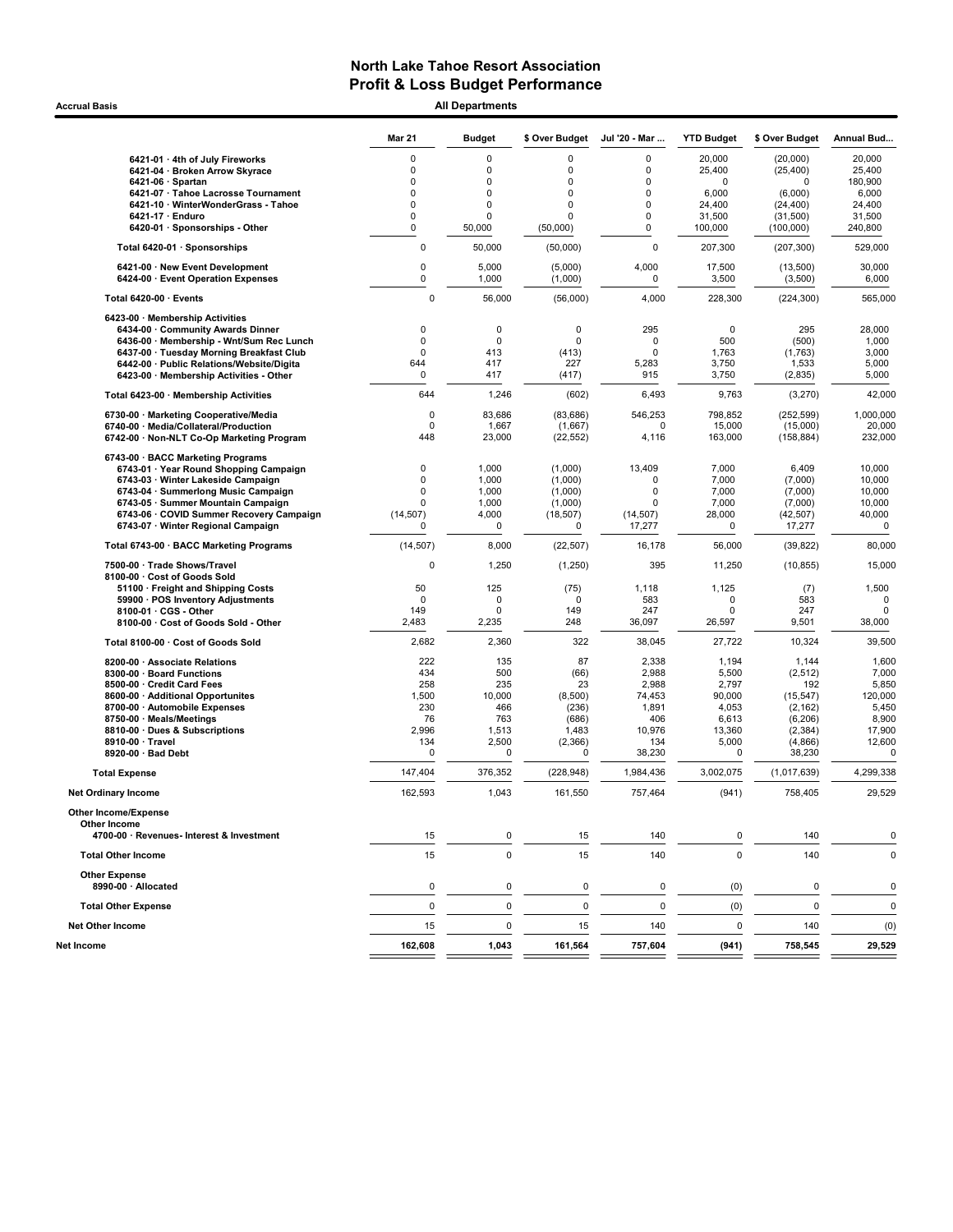# North Lake Tahoe Resort Association
## Profit & Loss Budget Performance

**Accrual Basis** — **All Departments**

| | Mar 21 | Budget | $ Over Budget | Jul '20 - Mar ... | YTD Budget | $ Over Budget | Annual Bud... |
|---|---|---|---|---|---|---|---|
| 6421-01 · 4th of July Fireworks | 0 | 0 | 0 | 0 | 20,000 | (20,000) | 20,000 |
| 6421-04 · Broken Arrow Skyrace | 0 | 0 | 0 | 0 | 25,400 | (25,400) | 25,400 |
| 6421-06 · Spartan | 0 | 0 | 0 | 0 | 0 | 0 | 180,900 |
| 6421-07 · Tahoe Lacrosse Tournament | 0 | 0 | 0 | 0 | 6,000 | (6,000) | 6,000 |
| 6421-10 · WinterWonderGrass - Tahoe | 0 | 0 | 0 | 0 | 24,400 | (24,400) | 24,400 |
| 6421-17 · Enduro | 0 | 0 | 0 | 0 | 31,500 | (31,500) | 31,500 |
| 6420-01 · Sponsorships - Other | 0 | 50,000 | (50,000) | 0 | 100,000 | (100,000) | 240,800 |
| **Total 6420-01 · Sponsorships** | 0 | 50,000 | (50,000) | 0 | 207,300 | (207,300) | 529,000 |
| 6421-00 · New Event Development | 0 | 5,000 | (5,000) | 4,000 | 17,500 | (13,500) | 30,000 |
| 6424-00 · Event Operation Expenses | 0 | 1,000 | (1,000) | 0 | 3,500 | (3,500) | 6,000 |
| **Total 6420-00 · Events** | 0 | 56,000 | (56,000) | 4,000 | 228,300 | (224,300) | 565,000 |
| 6423-00 · Membership Activities | | | | | | | |
| 6434-00 · Community Awards Dinner | 0 | 0 | 0 | 295 | 0 | 295 | 28,000 |
| 6436-00 · Membership - Wnt/Sum Rec Lunch | 0 | 0 | 0 | 0 | 500 | (500) | 1,000 |
| 6437-00 · Tuesday Morning Breakfast Club | 0 | 413 | (413) | 0 | 1,763 | (1,763) | 3,000 |
| 6442-00 · Public Relations/Website/Digita | 644 | 417 | 227 | 5,283 | 3,750 | 1,533 | 5,000 |
| 6423-00 · Membership Activities - Other | 0 | 417 | (417) | 915 | 3,750 | (2,835) | 5,000 |
| **Total 6423-00 · Membership Activities** | 644 | 1,246 | (602) | 6,493 | 9,763 | (3,270) | 42,000 |
| 6730-00 · Marketing Cooperative/Media | 0 | 83,686 | (83,686) | 546,253 | 798,852 | (252,599) | 1,000,000 |
| 6740-00 · Media/Collateral/Production | 0 | 1,667 | (1,667) | 0 | 15,000 | (15,000) | 20,000 |
| 6742-00 · Non-NLT Co-Op Marketing Program | 448 | 23,000 | (22,552) | 4,116 | 163,000 | (158,884) | 232,000 |
| 6743-00 · BACC Marketing Programs | | | | | | | |
| 6743-01 · Year Round Shopping Campaign | 0 | 1,000 | (1,000) | 13,409 | 7,000 | 6,409 | 10,000 |
| 6743-03 · Winter Lakeside Campaign | 0 | 1,000 | (1,000) | 0 | 7,000 | (7,000) | 10,000 |
| 6743-04 · Summerlong Music Campaign | 0 | 1,000 | (1,000) | 0 | 7,000 | (7,000) | 10,000 |
| 6743-05 · Summer Mountain Campaign | 0 | 1,000 | (1,000) | 0 | 7,000 | (7,000) | 10,000 |
| 6743-06 · COVID Summer Recovery Campaign | (14,507) | 4,000 | (18,507) | (14,507) | 28,000 | (42,507) | 40,000 |
| 6743-07 · Winter Regional Campaign | 0 | 0 | 0 | 17,277 | 0 | 17,277 | 0 |
| **Total 6743-00 · BACC Marketing Programs** | (14,507) | 8,000 | (22,507) | 16,178 | 56,000 | (39,822) | 80,000 |
| 7500-00 · Trade Shows/Travel | 0 | 1,250 | (1,250) | 395 | 11,250 | (10,855) | 15,000 |
| 8100-00 · Cost of Goods Sold | | | | | | | |
| 51100 · Freight and Shipping Costs | 50 | 125 | (75) | 1,118 | 1,125 | (7) | 1,500 |
| 59900 · POS Inventory Adjustments | 0 | 0 | 0 | 583 | 0 | 583 | 0 |
| 8100-01 · CGS - Other | 149 | 0 | 149 | 247 | 0 | 247 | 0 |
| 8100-00 · Cost of Goods Sold - Other | 2,483 | 2,235 | 248 | 36,097 | 26,597 | 9,501 | 38,000 |
| **Total 8100-00 · Cost of Goods Sold** | 2,682 | 2,360 | 322 | 38,045 | 27,722 | 10,324 | 39,500 |
| 8200-00 · Associate Relations | 222 | 135 | 87 | 2,338 | 1,194 | 1,144 | 1,600 |
| 8300-00 · Board Functions | 434 | 500 | (66) | 2,988 | 5,500 | (2,512) | 7,000 |
| 8500-00 · Credit Card Fees | 258 | 235 | 23 | 2,988 | 2,797 | 192 | 5,850 |
| 8600-00 · Additional Opportunites | 1,500 | 10,000 | (8,500) | 74,453 | 90,000 | (15,547) | 120,000 |
| 8700-00 · Automobile Expenses | 230 | 466 | (236) | 1,891 | 4,053 | (2,162) | 5,450 |
| 8750-00 · Meals/Meetings | 76 | 763 | (686) | 406 | 6,613 | (6,206) | 8,900 |
| 8810-00 · Dues & Subscriptions | 2,996 | 1,513 | 1,483 | 10,976 | 13,360 | (2,384) | 17,900 |
| 8910-00 · Travel | 134 | 2,500 | (2,366) | 134 | 5,000 | (4,866) | 12,600 |
| 8920-00 · Bad Debt | 0 | 0 | 0 | 38,230 | 0 | 38,230 | 0 |
| **Total Expense** | 147,404 | 376,352 | (228,948) | 1,984,436 | 3,002,075 | (1,017,639) | 4,299,338 |
| **Net Ordinary Income** | 162,593 | 1,043 | 161,550 | 757,464 | (941) | 758,405 | 29,529 |
| **Other Income/Expense** | | | | | | | |
| **Other Income** | | | | | | | |
| 4700-00 · Revenues- Interest & Investment | 15 | 0 | 15 | 140 | 0 | 140 | 0 |
| **Total Other Income** | 15 | 0 | 15 | 140 | 0 | 140 | 0 |
| **Other Expense** | | | | | | | |
| 8990-00 · Allocated | 0 | 0 | 0 | 0 | (0) | 0 | 0 |
| **Total Other Expense** | 0 | 0 | 0 | 0 | (0) | 0 | 0 |
| **Net Other Income** | 15 | 0 | 15 | 140 | 0 | 140 | (0) |
| **Net Income** | **162,608** | **1,043** | **161,564** | **757,604** | **(941)** | **758,545** | **29,529** |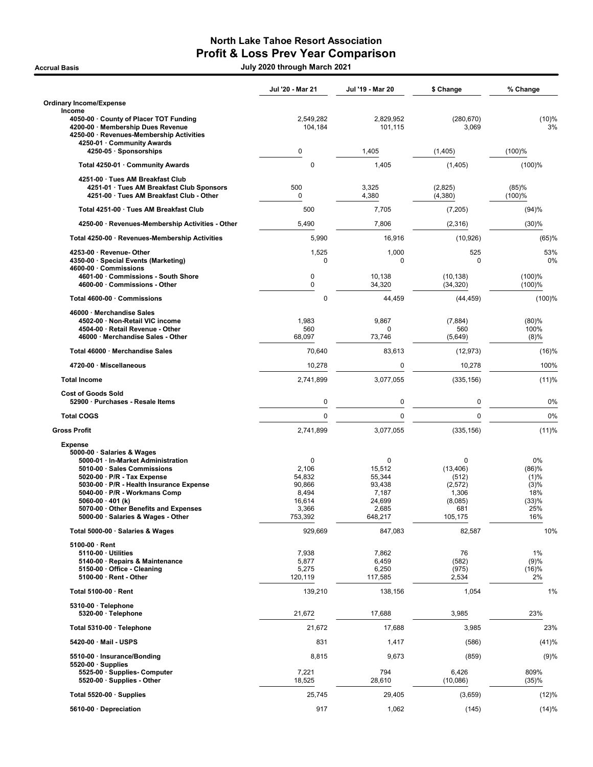# North Lake Tahoe Resort Association
## Profit & Loss Prev Year Comparison

**Accrual Basis** — July 2020 through March 2021

| | Jul '20 - Mar 21 | Jul '19 - Mar 20 | $ Change | % Change |
|---|---|---|---|---|
| **Ordinary Income/Expense** | | | | |
| **Income** | | | | |
| 4050-00 · County of Placer TOT Funding | 2,549,282 | 2,829,952 | (280,670) | (10)% |
| 4200-00 · Membership Dues Revenue | 104,184 | 101,115 | 3,069 | 3% |
| 4250-00 · Revenues-Membership Activities | | | | |
| 4250-01 · Community Awards | | | | |
| 4250-05 · Sponsorships | 0 | 1,405 | (1,405) | (100)% |
| Total 4250-01 · Community Awards | 0 | 1,405 | (1,405) | (100)% |
| 4251-00 · Tues AM Breakfast Club | | | | |
| 4251-01 · Tues AM Breakfast Club Sponsors | 500 | 3,325 | (2,825) | (85)% |
| 4251-00 · Tues AM Breakfast Club - Other | 0 | 4,380 | (4,380) | (100)% |
| Total 4251-00 · Tues AM Breakfast Club | 500 | 7,705 | (7,205) | (94)% |
| 4250-00 · Revenues-Membership Activities - Other | 5,490 | 7,806 | (2,316) | (30)% |
| Total 4250-00 · Revenues-Membership Activities | 5,990 | 16,916 | (10,926) | (65)% |
| 4253-00 · Revenue- Other | 1,525 | 1,000 | 525 | 53% |
| 4350-00 · Special Events (Marketing) | 0 | 0 | 0 | 0% |
| 4600-00 · Commissions | | | | |
| 4601-00 · Commissions - South Shore | 0 | 10,138 | (10,138) | (100)% |
| 4600-00 · Commissions - Other | 0 | 34,320 | (34,320) | (100)% |
| Total 4600-00 · Commissions | 0 | 44,459 | (44,459) | (100)% |
| 46000 · Merchandise Sales | | | | |
| 4502-00 · Non-Retail VIC income | 1,983 | 9,867 | (7,884) | (80)% |
| 4504-00 · Retail Revenue - Other | 560 | 0 | 560 | 100% |
| 46000 · Merchandise Sales - Other | 68,097 | 73,746 | (5,649) | (8)% |
| Total 46000 · Merchandise Sales | 70,640 | 83,613 | (12,973) | (16)% |
| 4720-00 · Miscellaneous | 10,278 | 0 | 10,278 | 100% |
| **Total Income** | 2,741,899 | 3,077,055 | (335,156) | (11)% |
| **Cost of Goods Sold** | | | | |
| 52900 · Purchases - Resale Items | 0 | 0 | 0 | 0% |
| **Total COGS** | 0 | 0 | 0 | 0% |
| **Gross Profit** | 2,741,899 | 3,077,055 | (335,156) | (11)% |
| **Expense** | | | | |
| 5000-00 · Salaries & Wages | | | | |
| 5000-01 · In-Market Administration | 0 | 0 | 0 | 0% |
| 5010-00 · Sales Commissions | 2,106 | 15,512 | (13,406) | (86)% |
| 5020-00 · P/R - Tax Expense | 54,832 | 55,344 | (512) | (1)% |
| 5030-00 · P/R - Health Insurance Expense | 90,866 | 93,438 | (2,572) | (3)% |
| 5040-00 · P/R - Workmans Comp | 8,494 | 7,187 | 1,306 | 18% |
| 5060-00 · 401 (k) | 16,614 | 24,699 | (8,085) | (33)% |
| 5070-00 · Other Benefits and Expenses | 3,366 | 2,685 | 681 | 25% |
| 5000-00 · Salaries & Wages - Other | 753,392 | 648,217 | 105,175 | 16% |
| Total 5000-00 · Salaries & Wages | 929,669 | 847,083 | 82,587 | 10% |
| 5100-00 · Rent | | | | |
| 5110-00 · Utilities | 7,938 | 7,862 | 76 | 1% |
| 5140-00 · Repairs & Maintenance | 5,877 | 6,459 | (582) | (9)% |
| 5150-00 · Office - Cleaning | 5,275 | 6,250 | (975) | (16)% |
| 5100-00 · Rent - Other | 120,119 | 117,585 | 2,534 | 2% |
| Total 5100-00 · Rent | 139,210 | 138,156 | 1,054 | 1% |
| 5310-00 · Telephone | | | | |
| 5320-00 · Telephone | 21,672 | 17,688 | 3,985 | 23% |
| Total 5310-00 · Telephone | 21,672 | 17,688 | 3,985 | 23% |
| 5420-00 · Mail - USPS | 831 | 1,417 | (586) | (41)% |
| 5510-00 · Insurance/Bonding | 8,815 | 9,673 | (859) | (9)% |
| 5520-00 · Supplies | | | | |
| 5525-00 · Supplies- Computer | 7,221 | 794 | 6,426 | 809% |
| 5520-00 · Supplies - Other | 18,525 | 28,610 | (10,086) | (35)% |
| Total 5520-00 · Supplies | 25,745 | 29,405 | (3,659) | (12)% |
| 5610-00 · Depreciation | 917 | 1,062 | (145) | (14)% |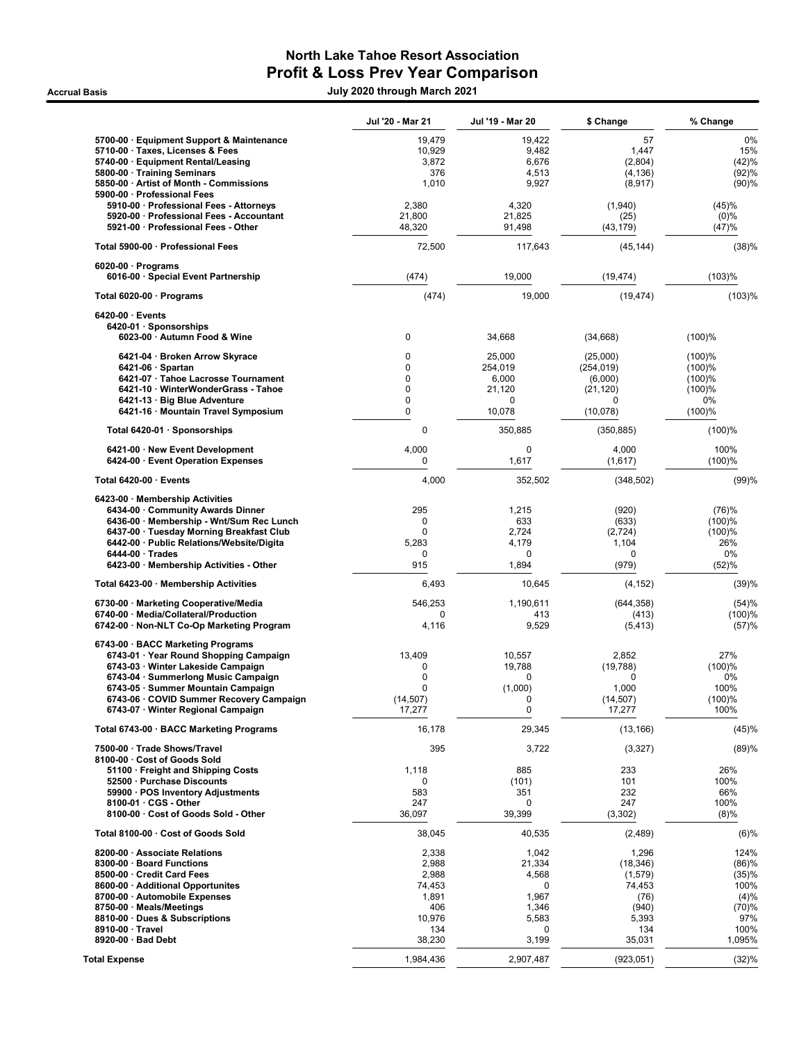# North Lake Tahoe Resort Association
## Profit & Loss Prev Year Comparison

**Accrual Basis** — July 2020 through March 2021

| | Jul '20 - Mar 21 | Jul '19 - Mar 20 | $ Change | % Change |
|---|---|---|---|---|
| 5700-00 · Equipment Support & Maintenance | 19,479 | 19,422 | 57 | 0% |
| 5710-00 · Taxes, Licenses & Fees | 10,929 | 9,482 | 1,447 | 15% |
| 5740-00 · Equipment Rental/Leasing | 3,872 | 6,676 | (2,804) | (42)% |
| 5800-00 · Training Seminars | 376 | 4,513 | (4,136) | (92)% |
| 5850-00 · Artist of Month - Commissions | 1,010 | 9,927 | (8,917) | (90)% |
| 5900-00 · Professional Fees | | | | |
| 5910-00 · Professional Fees - Attorneys | 2,380 | 4,320 | (1,940) | (45)% |
| 5920-00 · Professional Fees - Accountant | 21,800 | 21,825 | (25) | (0)% |
| 5921-00 · Professional Fees - Other | 48,320 | 91,498 | (43,179) | (47)% |
| **Total 5900-00 · Professional Fees** | 72,500 | 117,643 | (45,144) | (38)% |
| 6020-00 · Programs | | | | |
| 6016-00 · Special Event Partnership | (474) | 19,000 | (19,474) | (103)% |
| **Total 6020-00 · Programs** | (474) | 19,000 | (19,474) | (103)% |
| 6420-00 · Events | | | | |
| 6420-01 · Sponsorships | | | | |
| 6023-00 · Autumn Food & Wine | 0 | 34,668 | (34,668) | (100)% |
| 6421-04 · Broken Arrow Skyrace | 0 | 25,000 | (25,000) | (100)% |
| 6421-06 · Spartan | 0 | 254,019 | (254,019) | (100)% |
| 6421-07 · Tahoe Lacrosse Tournament | 0 | 6,000 | (6,000) | (100)% |
| 6421-10 · WinterWonderGrass - Tahoe | 0 | 21,120 | (21,120) | (100)% |
| 6421-13 · Big Blue Adventure | 0 | 0 | 0 | 0% |
| 6421-16 · Mountain Travel Symposium | 0 | 10,078 | (10,078) | (100)% |
| **Total 6420-01 · Sponsorships** | 0 | 350,885 | (350,885) | (100)% |
| 6421-00 · New Event Development | 4,000 | 0 | 4,000 | 100% |
| 6424-00 · Event Operation Expenses | 0 | 1,617 | (1,617) | (100)% |
| **Total 6420-00 · Events** | 4,000 | 352,502 | (348,502) | (99)% |
| 6423-00 · Membership Activities | | | | |
| 6434-00 · Community Awards Dinner | 295 | 1,215 | (920) | (76)% |
| 6436-00 · Membership - Wnt/Sum Rec Lunch | 0 | 633 | (633) | (100)% |
| 6437-00 · Tuesday Morning Breakfast Club | 0 | 2,724 | (2,724) | (100)% |
| 6442-00 · Public Relations/Website/Digita | 5,283 | 4,179 | 1,104 | 26% |
| 6444-00 · Trades | 0 | 0 | 0 | 0% |
| 6423-00 · Membership Activities - Other | 915 | 1,894 | (979) | (52)% |
| **Total 6423-00 · Membership Activities** | 6,493 | 10,645 | (4,152) | (39)% |
| 6730-00 · Marketing Cooperative/Media | 546,253 | 1,190,611 | (644,358) | (54)% |
| 6740-00 · Media/Collateral/Production | 0 | 413 | (413) | (100)% |
| 6742-00 · Non-NLT Co-Op Marketing Program | 4,116 | 9,529 | (5,413) | (57)% |
| 6743-00 · BACC Marketing Programs | | | | |
| 6743-01 · Year Round Shopping Campaign | 13,409 | 10,557 | 2,852 | 27% |
| 6743-03 · Winter Lakeside Campaign | 0 | 19,788 | (19,788) | (100)% |
| 6743-04 · Summerlong Music Campaign | 0 | 0 | 0 | 0% |
| 6743-05 · Summer Mountain Campaign | 0 | (1,000) | 1,000 | 100% |
| 6743-06 · COVID Summer Recovery Campaign | (14,507) | 0 | (14,507) | (100)% |
| 6743-07 · Winter Regional Campaign | 17,277 | 0 | 17,277 | 100% |
| **Total 6743-00 · BACC Marketing Programs** | 16,178 | 29,345 | (13,166) | (45)% |
| 7500-00 · Trade Shows/Travel | 395 | 3,722 | (3,327) | (89)% |
| 8100-00 · Cost of Goods Sold | | | | |
| 51100 · Freight and Shipping Costs | 1,118 | 885 | 233 | 26% |
| 52500 · Purchase Discounts | 0 | (101) | 101 | 100% |
| 59900 · POS Inventory Adjustments | 583 | 351 | 232 | 66% |
| 8100-01 · CGS - Other | 247 | 0 | 247 | 100% |
| 8100-00 · Cost of Goods Sold - Other | 36,097 | 39,399 | (3,302) | (8)% |
| **Total 8100-00 · Cost of Goods Sold** | 38,045 | 40,535 | (2,489) | (6)% |
| 8200-00 · Associate Relations | 2,338 | 1,042 | 1,296 | 124% |
| 8300-00 · Board Functions | 2,988 | 21,334 | (18,346) | (86)% |
| 8500-00 · Credit Card Fees | 2,988 | 4,568 | (1,579) | (35)% |
| 8600-00 · Additional Opportunites | 74,453 | 0 | 74,453 | 100% |
| 8700-00 · Automobile Expenses | 1,891 | 1,967 | (76) | (4)% |
| 8750-00 · Meals/Meetings | 406 | 1,346 | (940) | (70)% |
| 8810-00 · Dues & Subscriptions | 10,976 | 5,583 | 5,393 | 97% |
| 8910-00 · Travel | 134 | 0 | 134 | 100% |
| 8920-00 · Bad Debt | 38,230 | 3,199 | 35,031 | 1,095% |
| **Total Expense** | 1,984,436 | 2,907,487 | (923,051) | (32)% |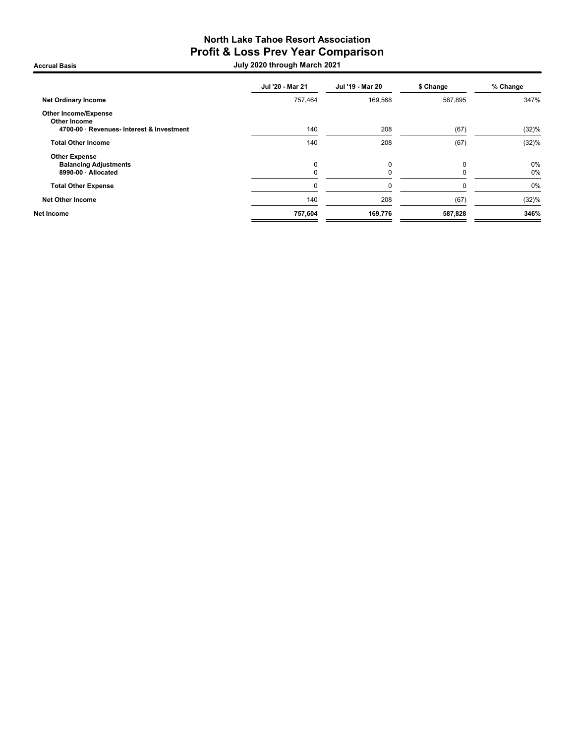# North Lake Tahoe Resort Association
## Profit & Loss Prev Year Comparison

**Accrual Basis** — **July 2020 through March 2021**

| | Jul '20 - Mar 21 | Jul '19 - Mar 20 | $ Change | % Change |
|---|---|---|---|---|
| **Net Ordinary Income** | 757,464 | 169,568 | 587,895 | 347% |
| **Other Income/Expense** | | | | |
| **Other Income** | | | | |
| **4700-00 · Revenues- Interest & Investment** | 140 | 208 | (67) | (32)% |
| **Total Other Income** | 140 | 208 | (67) | (32)% |
| **Other Expense** | | | | |
| **Balancing Adjustments** | 0 | 0 | 0 | 0% |
| **8990-00 · Allocated** | 0 | 0 | 0 | 0% |
| **Total Other Expense** | 0 | 0 | 0 | 0% |
| **Net Other Income** | 140 | 208 | (67) | (32)% |
| **Net Income** | **757,604** | **169,776** | **587,828** | **346%** |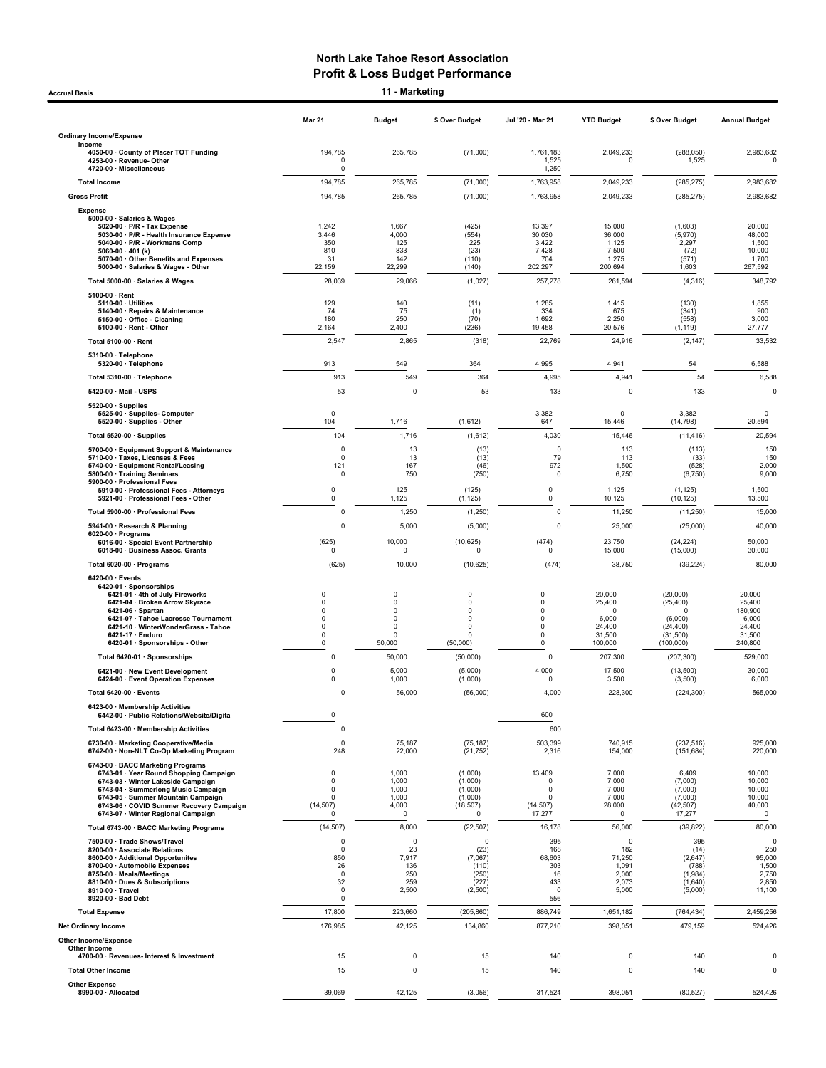# North Lake Tahoe Resort Association
## Profit & Loss Budget Performance
### 11 - Marketing

Accrual Basis

| | Mar 21 | Budget | $ Over Budget | Jul '20 - Mar 21 | YTD Budget | $ Over Budget | Annual Budget |
|---|---|---|---|---|---|---|---|
| **Ordinary Income/Expense** | | | | | | | |
| Income | | | | | | | |
| 4050-00 · County of Placer TOT Funding | 194,785 | 265,785 | (71,000) | 1,761,183 | 2,049,233 | (288,050) | 2,983,682 |
| 4253-00 · Revenue- Other | 0 | | | 1,525 | 0 | 1,525 | 0 |
| 4720-00 · Miscellaneous | 0 | | | 1,250 | | | |
| **Total Income** | 194,785 | 265,785 | (71,000) | 1,763,958 | 2,049,233 | (285,275) | 2,983,682 |
| **Gross Profit** | 194,785 | 265,785 | (71,000) | 1,763,958 | 2,049,233 | (285,275) | 2,983,682 |
| Expense | | | | | | | |
| 5000-00 · Salaries & Wages | | | | | | | |
| 5020-00 · P/R - Tax Expense | 1,242 | 1,667 | (425) | 13,397 | 15,000 | (1,603) | 20,000 |
| 5030-00 · P/R - Health Insurance Expense | 3,446 | 4,000 | (554) | 30,030 | 36,000 | (5,970) | 48,000 |
| 5040-00 · P/R - Workmans Comp | 350 | 125 | 225 | 3,422 | 1,125 | 2,297 | 1,500 |
| 5060-00 · 401 (k) | 810 | 833 | (23) | 7,428 | 7,500 | (72) | 10,000 |
| 5070-00 · Other Benefits and Expenses | 31 | 142 | (110) | 704 | 1,275 | (571) | 1,700 |
| 5000-00 · Salaries & Wages - Other | 22,159 | 22,299 | (140) | 202,297 | 200,694 | 1,603 | 267,592 |
| Total 5000-00 · Salaries & Wages | 28,039 | 29,066 | (1,027) | 257,278 | 261,594 | (4,316) | 348,792 |
| 5100-00 · Rent | | | | | | | |
| 5110-00 · Utilities | 129 | 140 | (11) | 1,285 | 1,415 | (130) | 1,855 |
| 5140-00 · Repairs & Maintenance | 74 | 75 | (1) | 334 | 675 | (341) | 900 |
| 5150-00 · Office - Cleaning | 180 | 250 | (70) | 1,692 | 2,250 | (558) | 3,000 |
| 5100-00 · Rent - Other | 2,164 | 2,400 | (236) | 19,458 | 20,576 | (1,119) | 27,777 |
| Total 5100-00 · Rent | 2,547 | 2,865 | (318) | 22,769 | 24,916 | (2,147) | 33,532 |
| 5310-00 · Telephone | | | | | | | |
| 5320-00 · Telephone | 913 | 549 | 364 | 4,995 | 4,941 | 54 | 6,588 |
| Total 5310-00 · Telephone | 913 | 549 | 364 | 4,995 | 4,941 | 54 | 6,588 |
| 5420-00 · Mail - USPS | 53 | 0 | 53 | 133 | 0 | 133 | 0 |
| 5520-00 · Supplies | | | | | | | |
| 5525-00 · Supplies- Computer | 0 | | | 3,382 | 0 | 3,382 | 0 |
| 5520-00 · Supplies - Other | 104 | 1,716 | (1,612) | 647 | 15,446 | (14,798) | 20,594 |
| Total 5520-00 · Supplies | 104 | 1,716 | (1,612) | 4,030 | 15,446 | (11,416) | 20,594 |
| 5700-00 · Equipment Support & Maintenance | 0 | 13 | (13) | 0 | 113 | (113) | 150 |
| 5710-00 · Taxes, Licenses & Fees | 0 | 13 | (13) | 79 | 113 | (33) | 150 |
| 5740-00 · Equipment Rental/Leasing | 121 | 167 | (46) | 972 | 1,500 | (528) | 2,000 |
| 5800-00 · Training Seminars | 0 | 750 | (750) | 0 | 6,750 | (6,750) | 9,000 |
| 5900-00 · Professional Fees | | | | | | | |
| 5910-00 · Professional Fees - Attorneys | 0 | 125 | (125) | 0 | 1,125 | (1,125) | 1,500 |
| 5921-00 · Professional Fees - Other | 0 | 1,125 | (1,125) | 0 | 10,125 | (10,125) | 13,500 |
| Total 5900-00 · Professional Fees | 0 | 1,250 | (1,250) | 0 | 11,250 | (11,250) | 15,000 |
| 5941-00 · Research & Planning | 0 | 5,000 | (5,000) | 0 | 25,000 | (25,000) | 40,000 |
| 6020-00 · Programs | | | | | | | |
| 6016-00 · Special Event Partnership | (625) | 10,000 | (10,625) | (474) | 23,750 | (24,224) | 50,000 |
| 6018-00 · Business Assoc. Grants | 0 | 0 | 0 | 0 | 15,000 | (15,000) | 30,000 |
| Total 6020-00 · Programs | (625) | 10,000 | (10,625) | (474) | 38,750 | (39,224) | 80,000 |
| 6420-00 · Events | | | | | | | |
| 6420-01 · Sponsorships | | | | | | | |
| 6421-01 · 4th of July Fireworks | 0 | 0 | 0 | 0 | 20,000 | (20,000) | 20,000 |
| 6421-04 · Broken Arrow Skyrace | 0 | 0 | 0 | 0 | 25,400 | (25,400) | 25,400 |
| 6421-06 · Spartan | 0 | 0 | 0 | 0 | 0 | 0 | 180,900 |
| 6421-07 · Tahoe Lacrosse Tournament | 0 | 0 | 0 | 0 | 6,000 | (6,000) | 6,000 |
| 6421-10 · WinterWonderGrass - Tahoe | 0 | 0 | 0 | 0 | 24,400 | (24,400) | 24,400 |
| 6421-17 · Enduro | 0 | 0 | 0 | 0 | 31,500 | (31,500) | 31,500 |
| 6420-01 · Sponsorships - Other | 0 | 50,000 | (50,000) | 0 | 100,000 | (100,000) | 240,800 |
| Total 6420-01 · Sponsorships | 0 | 50,000 | (50,000) | 0 | 207,300 | (207,300) | 529,000 |
| 6421-00 · New Event Development | 0 | 5,000 | (5,000) | 4,000 | 17,500 | (13,500) | 30,000 |
| 6424-00 · Event Operation Expenses | 0 | 1,000 | (1,000) | 0 | 3,500 | (3,500) | 6,000 |
| Total 6420-00 · Events | 0 | 56,000 | (56,000) | 4,000 | 228,300 | (224,300) | 565,000 |
| 6423-00 · Membership Activities | | | | | | | |
| 6442-00 · Public Relations/Website/Digita | 0 | | | 600 | | | |
| Total 6423-00 · Membership Activities | 0 | | | 600 | | | |
| 6730-00 · Marketing Cooperative/Media | 0 | 75,187 | (75,187) | 503,399 | 740,915 | (237,516) | 925,000 |
| 6742-00 · Non-NLT Co-Op Marketing Program | 248 | 22,000 | (21,752) | 2,316 | 154,000 | (151,684) | 220,000 |
| 6743-00 · BACC Marketing Programs | | | | | | | |
| 6743-01 · Year Round Shopping Campaign | 0 | 1,000 | (1,000) | 13,409 | 7,000 | 6,409 | 10,000 |
| 6743-03 · Winter Lakeside Campaign | 0 | 1,000 | (1,000) | 0 | 7,000 | (7,000) | 10,000 |
| 6743-04 · Summerlong Music Campaign | 0 | 1,000 | (1,000) | 0 | 7,000 | (7,000) | 10,000 |
| 6743-05 · Summer Mountain Campaign | 0 | 1,000 | (1,000) | 0 | 7,000 | (7,000) | 10,000 |
| 6743-06 · COVID Summer Recovery Campaign | (14,507) | 4,000 | (18,507) | (14,507) | 28,000 | (42,507) | 40,000 |
| 6743-07 · Winter Regional Campaign | 0 | 0 | 0 | 17,277 | 0 | 17,277 | 0 |
| Total 6743-00 · BACC Marketing Programs | (14,507) | 8,000 | (22,507) | 16,178 | 56,000 | (39,822) | 80,000 |
| 7500-00 · Trade Shows/Travel | 0 | 0 | 0 | 395 | 0 | 395 | 0 |
| 8200-00 · Associate Relations | 0 | 23 | (23) | 168 | 182 | (14) | 250 |
| 8600-00 · Additional Opportunites | 850 | 7,917 | (7,067) | 68,603 | 71,250 | (2,647) | 95,000 |
| 8700-00 · Automobile Expenses | 26 | 136 | (110) | 303 | 1,091 | (788) | 1,500 |
| 8750-00 · Meals/Meetings | 0 | 250 | (250) | 16 | 2,000 | (1,984) | 2,750 |
| 8810-00 · Dues & Subscriptions | 32 | 259 | (227) | 433 | 2,073 | (1,640) | 2,850 |
| 8910-00 · Travel | 0 | 2,500 | (2,500) | 0 | 5,000 | (5,000) | 11,100 |
| 8920-00 · Bad Debt | 0 | | | 556 | | | |
| **Total Expense** | 17,800 | 223,660 | (205,860) | 886,749 | 1,651,182 | (764,434) | 2,459,256 |
| **Net Ordinary Income** | 176,985 | 42,125 | 134,860 | 877,210 | 398,051 | 479,159 | 524,426 |
| **Other Income/Expense** | | | | | | | |
| Other Income | | | | | | | |
| 4700-00 · Revenues- Interest & Investment | 15 | 0 | 15 | 140 | 0 | 140 | 0 |
| **Total Other Income** | 15 | 0 | 15 | 140 | 0 | 140 | 0 |
| Other Expense | | | | | | | |
| 8990-00 · Allocated | 39,069 | 42,125 | (3,056) | 317,524 | 398,051 | (80,527) | 524,426 |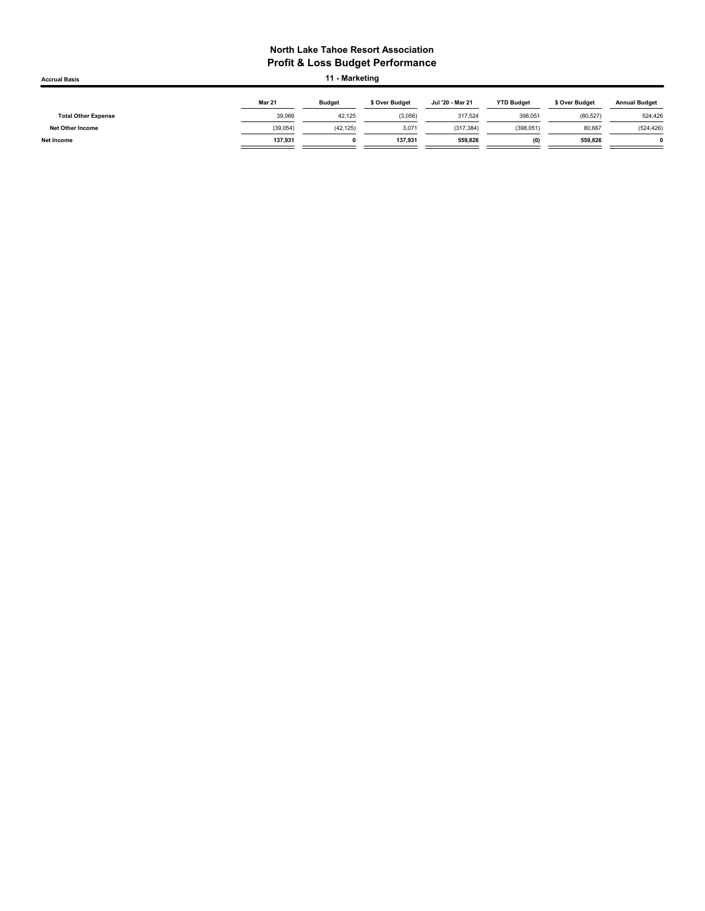# North Lake Tahoe Resort Association
## Profit & Loss Budget Performance
### 11 - Marketing

Accrual Basis

| | Mar 21 | Budget | $ Over Budget | Jul '20 - Mar 21 | YTD Budget | $ Over Budget | Annual Budget |
|---|---|---|---|---|---|---|---|
| **Total Other Expense** | 39,069 | 42,125 | (3,056) | 317,524 | 398,051 | (80,527) | 524,426 |
| **Net Other Income** | (39,054) | (42,125) | 3,071 | (317,384) | (398,051) | 80,667 | (524,426) |
| **Net Income** | **137,931** | **0** | **137,931** | **559,826** | **(0)** | **559,826** | **0** |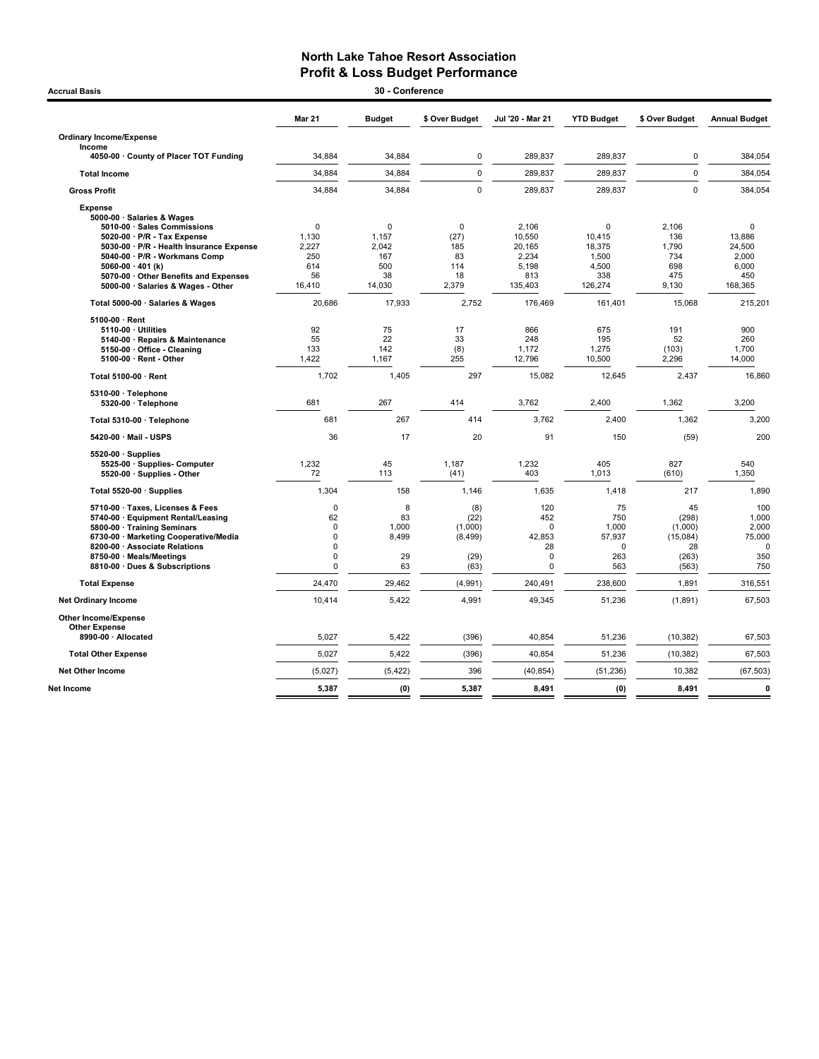# North Lake Tahoe Resort Association
## Profit & Loss Budget Performance

**Accrual Basis** — **30 - Conference**

| | Mar 21 | Budget | $ Over Budget | Jul '20 - Mar 21 | YTD Budget | $ Over Budget | Annual Budget |
|---|---|---|---|---|---|---|---|
| **Ordinary Income/Expense** | | | | | | | |
| **Income** | | | | | | | |
| **4050-00 · County of Placer TOT Funding** | 34,884 | 34,884 | 0 | 289,837 | 289,837 | 0 | 384,054 |
| **Total Income** | 34,884 | 34,884 | 0 | 289,837 | 289,837 | 0 | 384,054 |
| **Gross Profit** | 34,884 | 34,884 | 0 | 289,837 | 289,837 | 0 | 384,054 |
| **Expense** | | | | | | | |
| **5000-00 · Salaries & Wages** | | | | | | | |
| **5010-00 · Sales Commissions** | 0 | 0 | 0 | 2,106 | 0 | 2,106 | 0 |
| **5020-00 · P/R - Tax Expense** | 1,130 | 1,157 | (27) | 10,550 | 10,415 | 136 | 13,886 |
| **5030-00 · P/R - Health Insurance Expense** | 2,227 | 2,042 | 185 | 20,165 | 18,375 | 1,790 | 24,500 |
| **5040-00 · P/R - Workmans Comp** | 250 | 167 | 83 | 2,234 | 1,500 | 734 | 2,000 |
| **5060-00 · 401 (k)** | 614 | 500 | 114 | 5,198 | 4,500 | 698 | 6,000 |
| **5070-00 · Other Benefits and Expenses** | 56 | 38 | 18 | 813 | 338 | 475 | 450 |
| **5000-00 · Salaries & Wages - Other** | 16,410 | 14,030 | 2,379 | 135,403 | 126,274 | 9,130 | 168,365 |
| **Total 5000-00 · Salaries & Wages** | 20,686 | 17,933 | 2,752 | 176,469 | 161,401 | 15,068 | 215,201 |
| **5100-00 · Rent** | | | | | | | |
| **5110-00 · Utilities** | 92 | 75 | 17 | 866 | 675 | 191 | 900 |
| **5140-00 · Repairs & Maintenance** | 55 | 22 | 33 | 248 | 195 | 52 | 260 |
| **5150-00 · Office - Cleaning** | 133 | 142 | (8) | 1,172 | 1,275 | (103) | 1,700 |
| **5100-00 · Rent - Other** | 1,422 | 1,167 | 255 | 12,796 | 10,500 | 2,296 | 14,000 |
| **Total 5100-00 · Rent** | 1,702 | 1,405 | 297 | 15,082 | 12,645 | 2,437 | 16,860 |
| **5310-00 · Telephone** | | | | | | | |
| **5320-00 · Telephone** | 681 | 267 | 414 | 3,762 | 2,400 | 1,362 | 3,200 |
| **Total 5310-00 · Telephone** | 681 | 267 | 414 | 3,762 | 2,400 | 1,362 | 3,200 |
| **5420-00 · Mail - USPS** | 36 | 17 | 20 | 91 | 150 | (59) | 200 |
| **5520-00 · Supplies** | | | | | | | |
| **5525-00 · Supplies- Computer** | 1,232 | 45 | 1,187 | 1,232 | 405 | 827 | 540 |
| **5520-00 · Supplies - Other** | 72 | 113 | (41) | 403 | 1,013 | (610) | 1,350 |
| **Total 5520-00 · Supplies** | 1,304 | 158 | 1,146 | 1,635 | 1,418 | 217 | 1,890 |
| **5710-00 · Taxes, Licenses & Fees** | 0 | 8 | (8) | 120 | 75 | 45 | 100 |
| **5740-00 · Equipment Rental/Leasing** | 62 | 83 | (22) | 452 | 750 | (298) | 1,000 |
| **5800-00 · Training Seminars** | 0 | 1,000 | (1,000) | 0 | 1,000 | (1,000) | 2,000 |
| **6730-00 · Marketing Cooperative/Media** | 0 | 8,499 | (8,499) | 42,853 | 57,937 | (15,084) | 75,000 |
| **8200-00 · Associate Relations** | 0 | | | 28 | 0 | 28 | 0 |
| **8750-00 · Meals/Meetings** | 0 | 29 | (29) | 0 | 263 | (263) | 350 |
| **8810-00 · Dues & Subscriptions** | 0 | 63 | (63) | 0 | 563 | (563) | 750 |
| **Total Expense** | 24,470 | 29,462 | (4,991) | 240,491 | 238,600 | 1,891 | 316,551 |
| **Net Ordinary Income** | 10,414 | 5,422 | 4,991 | 49,345 | 51,236 | (1,891) | 67,503 |
| **Other Income/Expense** | | | | | | | |
| **Other Expense** | | | | | | | |
| **8990-00 · Allocated** | 5,027 | 5,422 | (396) | 40,854 | 51,236 | (10,382) | 67,503 |
| **Total Other Expense** | 5,027 | 5,422 | (396) | 40,854 | 51,236 | (10,382) | 67,503 |
| **Net Other Income** | (5,027) | (5,422) | 396 | (40,854) | (51,236) | 10,382 | (67,503) |
| **Net Income** | **5,387** | **(0)** | **5,387** | **8,491** | **(0)** | **8,491** | **0** |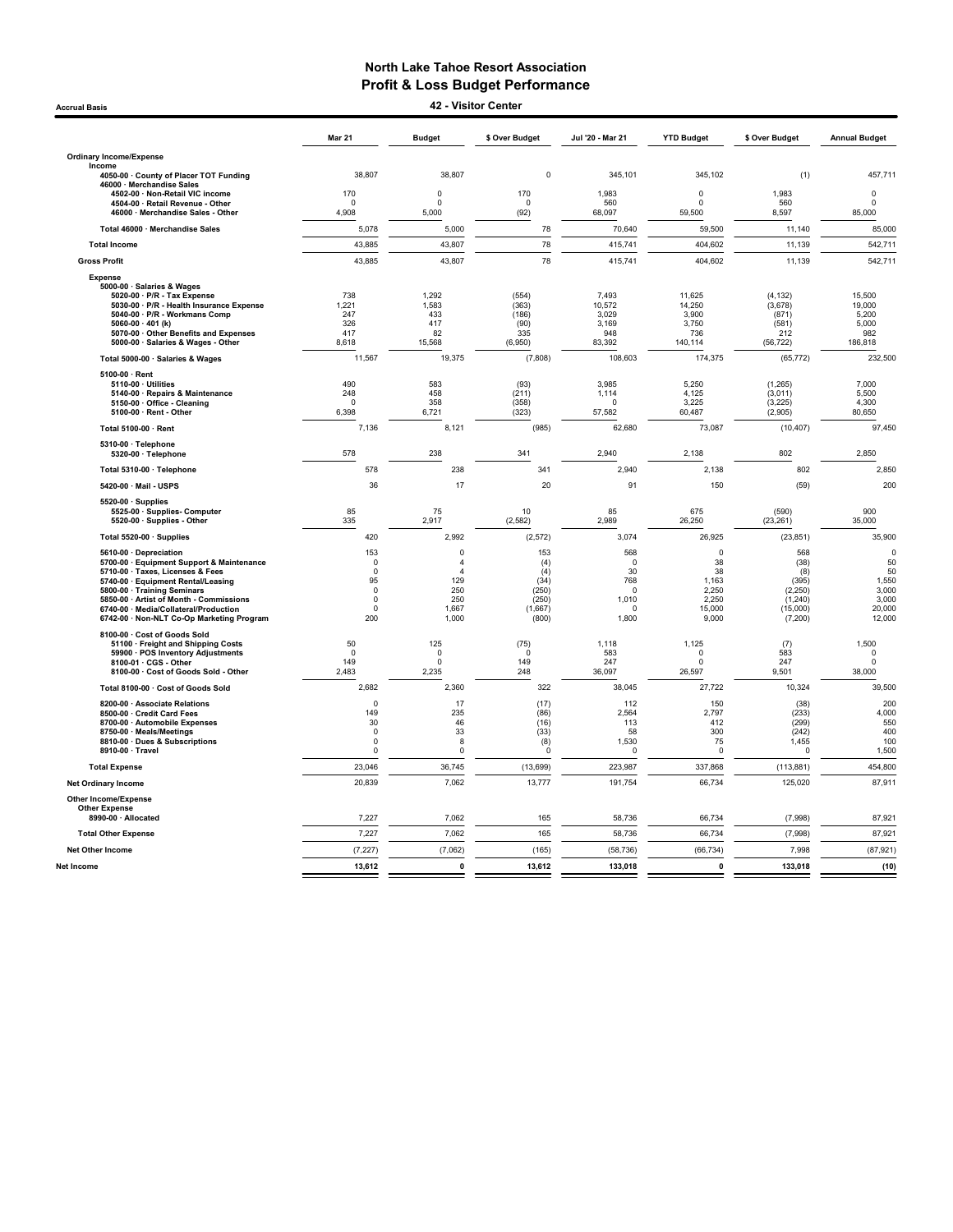# North Lake Tahoe Resort Association
## Profit & Loss Budget Performance
### 42 - Visitor Center

Accrual Basis

| | Mar 21 | Budget | $ Over Budget | Jul '20 - Mar 21 | YTD Budget | $ Over Budget | Annual Budget |
|---|---|---|---|---|---|---|---|
| **Ordinary Income/Expense** | | | | | | | |
| **Income** | | | | | | | |
| 4050-00 · County of Placer TOT Funding | 38,807 | 38,807 | 0 | 345,101 | 345,102 | (1) | 457,711 |
| 46000 · Merchandise Sales | | | | | | | |
| 4502-00 · Non-Retail VIC income | 170 | 0 | 170 | 1,983 | 0 | 1,983 | 0 |
| 4504-00 · Retail Revenue - Other | 0 | 0 | 0 | 560 | 0 | 560 | 0 |
| 46000 · Merchandise Sales - Other | 4,908 | 5,000 | (92) | 68,097 | 59,500 | 8,597 | 85,000 |
| Total 46000 · Merchandise Sales | 5,078 | 5,000 | 78 | 70,640 | 59,500 | 11,140 | 85,000 |
| **Total Income** | 43,885 | 43,807 | 78 | 415,741 | 404,602 | 11,139 | 542,711 |
| **Gross Profit** | 43,885 | 43,807 | 78 | 415,741 | 404,602 | 11,139 | 542,711 |
| **Expense** | | | | | | | |
| 5000-00 · Salaries & Wages | | | | | | | |
| 5020-00 · P/R - Tax Expense | 738 | 1,292 | (554) | 7,493 | 11,625 | (4,132) | 15,500 |
| 5030-00 · P/R - Health Insurance Expense | 1,221 | 1,583 | (363) | 10,572 | 14,250 | (3,678) | 19,000 |
| 5040-00 · P/R - Workmans Comp | 247 | 433 | (186) | 3,029 | 3,900 | (871) | 5,200 |
| 5060-00 · 401 (k) | 326 | 417 | (90) | 3,169 | 3,750 | (581) | 5,000 |
| 5070-00 · Other Benefits and Expenses | 417 | 82 | 335 | 948 | 736 | 212 | 982 |
| 5000-00 · Salaries & Wages - Other | 8,618 | 15,568 | (6,950) | 83,392 | 140,114 | (56,722) | 186,818 |
| Total 5000-00 · Salaries & Wages | 11,567 | 19,375 | (7,808) | 108,603 | 174,375 | (65,772) | 232,500 |
| 5100-00 · Rent | | | | | | | |
| 5110-00 · Utilities | 490 | 583 | (93) | 3,985 | 5,250 | (1,265) | 7,000 |
| 5140-00 · Repairs & Maintenance | 248 | 458 | (211) | 1,114 | 4,125 | (3,011) | 5,500 |
| 5150-00 · Office - Cleaning | 0 | 358 | (358) | 0 | 3,225 | (3,225) | 4,300 |
| 5100-00 · Rent - Other | 6,398 | 6,721 | (323) | 57,582 | 60,487 | (2,905) | 80,650 |
| Total 5100-00 · Rent | 7,136 | 8,121 | (985) | 62,680 | 73,087 | (10,407) | 97,450 |
| 5310-00 · Telephone | | | | | | | |
| 5320-00 · Telephone | 578 | 238 | 341 | 2,940 | 2,138 | 802 | 2,850 |
| Total 5310-00 · Telephone | 578 | 238 | 341 | 2,940 | 2,138 | 802 | 2,850 |
| 5420-00 · Mail - USPS | 36 | 17 | 20 | 91 | 150 | (59) | 200 |
| 5520-00 · Supplies | | | | | | | |
| 5525-00 · Supplies- Computer | 85 | 75 | 10 | 85 | 675 | (590) | 900 |
| 5520-00 · Supplies - Other | 335 | 2,917 | (2,582) | 2,989 | 26,250 | (23,261) | 35,000 |
| Total 5520-00 · Supplies | 420 | 2,992 | (2,572) | 3,074 | 26,925 | (23,851) | 35,900 |
| 5610-00 · Depreciation | 153 | 0 | 153 | 568 | 0 | 568 | 0 |
| 5700-00 · Equipment Support & Maintenance | 0 | 4 | (4) | 0 | 38 | (38) | 50 |
| 5710-00 · Taxes, Licenses & Fees | 0 | 4 | (4) | 30 | 38 | (8) | 50 |
| 5740-00 · Equipment Rental/Leasing | 95 | 129 | (34) | 768 | 1,163 | (395) | 1,550 |
| 5800-00 · Training Seminars | 0 | 250 | (250) | 0 | 2,250 | (2,250) | 3,000 |
| 5850-00 · Artist of Month - Commissions | 0 | 250 | (250) | 1,010 | 2,250 | (1,240) | 3,000 |
| 6740-00 · Media/Collateral/Production | 0 | 1,667 | (1,667) | 0 | 15,000 | (15,000) | 20,000 |
| 6742-00 · Non-NLT Co-Op Marketing Program | 200 | 1,000 | (800) | 1,800 | 9,000 | (7,200) | 12,000 |
| 8100-00 · Cost of Goods Sold | | | | | | | |
| 51100 · Freight and Shipping Costs | 50 | 125 | (75) | 1,118 | 1,125 | (7) | 1,500 |
| 59900 · POS Inventory Adjustments | 0 | 0 | 0 | 583 | 0 | 583 | 0 |
| 8100-01 · CGS - Other | 149 | 0 | 149 | 247 | 0 | 247 | 0 |
| 8100-00 · Cost of Goods Sold - Other | 2,483 | 2,235 | 248 | 36,097 | 26,597 | 9,501 | 38,000 |
| Total 8100-00 · Cost of Goods Sold | 2,682 | 2,360 | 322 | 38,045 | 27,722 | 10,324 | 39,500 |
| 8200-00 · Associate Relations | 0 | 17 | (17) | 112 | 150 | (38) | 200 |
| 8500-00 · Credit Card Fees | 149 | 235 | (86) | 2,564 | 2,797 | (233) | 4,000 |
| 8700-00 · Automobile Expenses | 30 | 46 | (16) | 113 | 412 | (299) | 550 |
| 8750-00 · Meals/Meetings | 0 | 33 | (33) | 58 | 300 | (242) | 400 |
| 8810-00 · Dues & Subscriptions | 0 | 8 | (8) | 1,530 | 75 | 1,455 | 100 |
| 8910-00 · Travel | 0 | 0 | 0 | 0 | 0 | 0 | 1,500 |
| **Total Expense** | 23,046 | 36,745 | (13,699) | 223,987 | 337,868 | (113,881) | 454,800 |
| **Net Ordinary Income** | 20,839 | 7,062 | 13,777 | 191,754 | 66,734 | 125,020 | 87,911 |
| **Other Income/Expense** | | | | | | | |
| **Other Expense** | | | | | | | |
| 8990-00 · Allocated | 7,227 | 7,062 | 165 | 58,736 | 66,734 | (7,998) | 87,921 |
| **Total Other Expense** | 7,227 | 7,062 | 165 | 58,736 | 66,734 | (7,998) | 87,921 |
| **Net Other Income** | (7,227) | (7,062) | (165) | (58,736) | (66,734) | 7,998 | (87,921) |
| **Net Income** | **13,612** | **0** | **13,612** | **133,018** | **0** | **133,018** | **(10)** |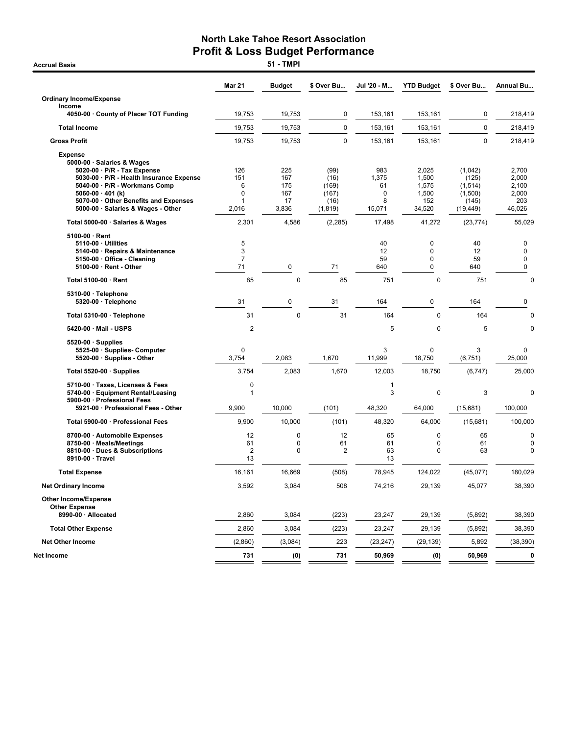# North Lake Tahoe Resort Association
## Profit & Loss Budget Performance

**Accrual Basis** — **51 - TMPI**

| | Mar 21 | Budget | $ Over Bu... | Jul '20 - M... | YTD Budget | $ Over Bu... | Annual Bu... |
|---|---|---|---|---|---|---|---|
| **Ordinary Income/Expense** | | | | | | | |
| **Income** | | | | | | | |
| 4050-00 · County of Placer TOT Funding | 19,753 | 19,753 | 0 | 153,161 | 153,161 | 0 | 218,419 |
| **Total Income** | 19,753 | 19,753 | 0 | 153,161 | 153,161 | 0 | 218,419 |
| **Gross Profit** | 19,753 | 19,753 | 0 | 153,161 | 153,161 | 0 | 218,419 |
| **Expense** | | | | | | | |
| 5000-00 · Salaries & Wages | | | | | | | |
| 5020-00 · P/R - Tax Expense | 126 | 225 | (99) | 983 | 2,025 | (1,042) | 2,700 |
| 5030-00 · P/R - Health Insurance Expense | 151 | 167 | (16) | 1,375 | 1,500 | (125) | 2,000 |
| 5040-00 · P/R - Workmans Comp | 6 | 175 | (169) | 61 | 1,575 | (1,514) | 2,100 |
| 5060-00 · 401 (k) | 0 | 167 | (167) | 0 | 1,500 | (1,500) | 2,000 |
| 5070-00 · Other Benefits and Expenses | 1 | 17 | (16) | 8 | 152 | (145) | 203 |
| 5000-00 · Salaries & Wages - Other | 2,016 | 3,836 | (1,819) | 15,071 | 34,520 | (19,449) | 46,026 |
| Total 5000-00 · Salaries & Wages | 2,301 | 4,586 | (2,285) | 17,498 | 41,272 | (23,774) | 55,029 |
| 5100-00 · Rent | | | | | | | |
| 5110-00 · Utilities | 5 | | | 40 | 0 | 40 | 0 |
| 5140-00 · Repairs & Maintenance | 3 | | | 12 | 0 | 12 | 0 |
| 5150-00 · Office - Cleaning | 7 | | | 59 | 0 | 59 | 0 |
| 5100-00 · Rent - Other | 71 | 0 | 71 | 640 | 0 | 640 | 0 |
| Total 5100-00 · Rent | 85 | 0 | 85 | 751 | 0 | 751 | 0 |
| 5310-00 · Telephone | | | | | | | |
| 5320-00 · Telephone | 31 | 0 | 31 | 164 | 0 | 164 | 0 |
| Total 5310-00 · Telephone | 31 | 0 | 31 | 164 | 0 | 164 | 0 |
| 5420-00 · Mail - USPS | 2 | | | 5 | 0 | 5 | 0 |
| 5520-00 · Supplies | | | | | | | |
| 5525-00 · Supplies- Computer | 0 | | | 3 | 0 | 3 | 0 |
| 5520-00 · Supplies - Other | 3,754 | 2,083 | 1,670 | 11,999 | 18,750 | (6,751) | 25,000 |
| Total 5520-00 · Supplies | 3,754 | 2,083 | 1,670 | 12,003 | 18,750 | (6,747) | 25,000 |
| 5710-00 · Taxes, Licenses & Fees | 0 | | | 1 | | | |
| 5740-00 · Equipment Rental/Leasing | 1 | | | 3 | 0 | 3 | 0 |
| 5900-00 · Professional Fees | | | | | | | |
| 5921-00 · Professional Fees - Other | 9,900 | 10,000 | (101) | 48,320 | 64,000 | (15,681) | 100,000 |
| Total 5900-00 · Professional Fees | 9,900 | 10,000 | (101) | 48,320 | 64,000 | (15,681) | 100,000 |
| 8700-00 · Automobile Expenses | 12 | 0 | 12 | 65 | 0 | 65 | 0 |
| 8750-00 · Meals/Meetings | 61 | 0 | 61 | 61 | 0 | 61 | 0 |
| 8810-00 · Dues & Subscriptions | 2 | 0 | 2 | 63 | 0 | 63 | 0 |
| 8910-00 · Travel | 13 | | | 13 | | | |
| **Total Expense** | 16,161 | 16,669 | (508) | 78,945 | 124,022 | (45,077) | 180,029 |
| **Net Ordinary Income** | 3,592 | 3,084 | 508 | 74,216 | 29,139 | 45,077 | 38,390 |
| **Other Income/Expense** | | | | | | | |
| **Other Expense** | | | | | | | |
| 8990-00 · Allocated | 2,860 | 3,084 | (223) | 23,247 | 29,139 | (5,892) | 38,390 |
| **Total Other Expense** | 2,860 | 3,084 | (223) | 23,247 | 29,139 | (5,892) | 38,390 |
| **Net Other Income** | (2,860) | (3,084) | 223 | (23,247) | (29,139) | 5,892 | (38,390) |
| **Net Income** | **731** | **(0)** | **731** | **50,969** | **(0)** | **50,969** | **0** |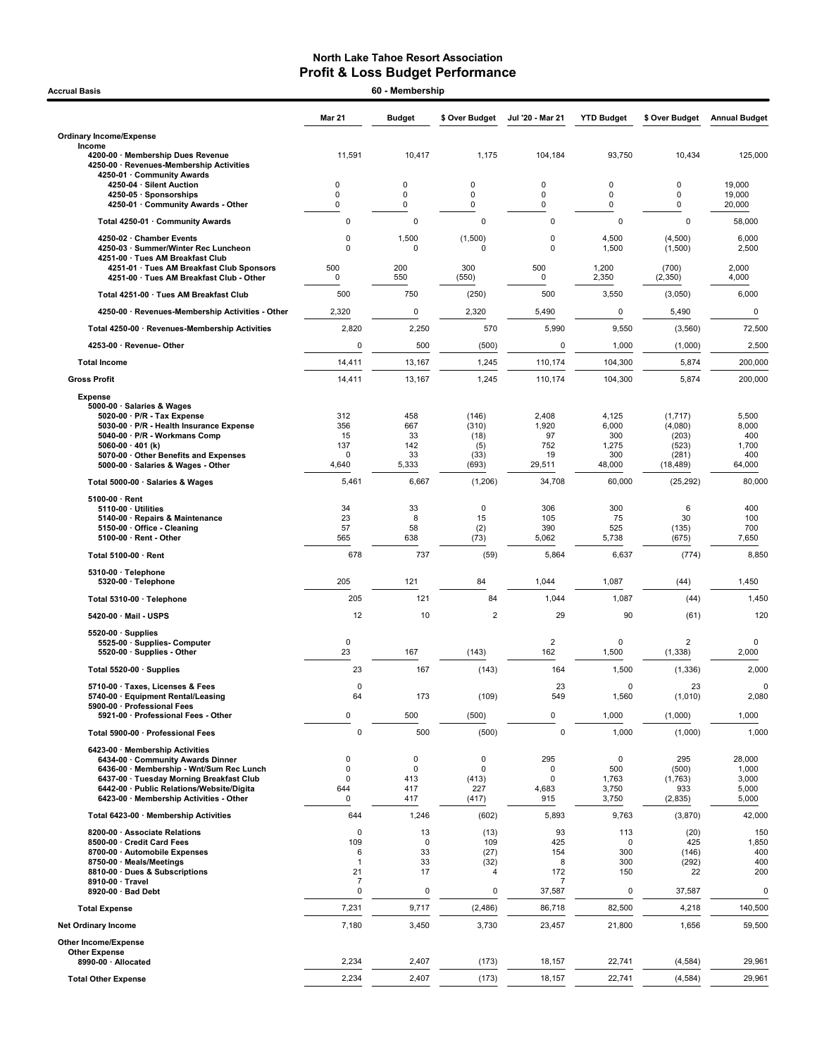# North Lake Tahoe Resort Association
## Profit & Loss Budget Performance

**Accrual Basis** — **60 - Membership**

| | Mar 21 | Budget | $ Over Budget | Jul '20 - Mar 21 | YTD Budget | $ Over Budget | Annual Budget |
|---|---|---|---|---|---|---|---|
| **Ordinary Income/Expense** | | | | | | | |
| **Income** | | | | | | | |
| 4200-00 · Membership Dues Revenue | 11,591 | 10,417 | 1,175 | 104,184 | 93,750 | 10,434 | 125,000 |
| 4250-00 · Revenues-Membership Activities | | | | | | | |
| 4250-01 · Community Awards | | | | | | | |
| 4250-04 · Silent Auction | 0 | 0 | 0 | 0 | 0 | 0 | 19,000 |
| 4250-05 · Sponsorships | 0 | 0 | 0 | 0 | 0 | 0 | 19,000 |
| 4250-01 · Community Awards - Other | 0 | 0 | 0 | 0 | 0 | 0 | 20,000 |
| Total 4250-01 · Community Awards | 0 | 0 | 0 | 0 | 0 | 0 | 58,000 |
| 4250-02 · Chamber Events | 0 | 1,500 | (1,500) | 0 | 4,500 | (4,500) | 6,000 |
| 4250-03 · Summer/Winter Rec Luncheon | 0 | 0 | 0 | 0 | 1,500 | (1,500) | 2,500 |
| 4251-00 · Tues AM Breakfast Club | | | | | | | |
| 4251-01 · Tues AM Breakfast Club Sponsors | 500 | 200 | 300 | 500 | 1,200 | (700) | 2,000 |
| 4251-00 · Tues AM Breakfast Club - Other | 0 | 550 | (550) | 0 | 2,350 | (2,350) | 4,000 |
| Total 4251-00 · Tues AM Breakfast Club | 500 | 750 | (250) | 500 | 3,550 | (3,050) | 6,000 |
| 4250-00 · Revenues-Membership Activities - Other | 2,320 | 0 | 2,320 | 5,490 | 0 | 5,490 | 0 |
| Total 4250-00 · Revenues-Membership Activities | 2,820 | 2,250 | 570 | 5,990 | 9,550 | (3,560) | 72,500 |
| 4253-00 · Revenue- Other | 0 | 500 | (500) | 0 | 1,000 | (1,000) | 2,500 |
| **Total Income** | 14,411 | 13,167 | 1,245 | 110,174 | 104,300 | 5,874 | 200,000 |
| **Gross Profit** | 14,411 | 13,167 | 1,245 | 110,174 | 104,300 | 5,874 | 200,000 |
| **Expense** | | | | | | | |
| 5000-00 · Salaries & Wages | | | | | | | |
| 5020-00 · P/R - Tax Expense | 312 | 458 | (146) | 2,408 | 4,125 | (1,717) | 5,500 |
| 5030-00 · P/R - Health Insurance Expense | 356 | 667 | (310) | 1,920 | 6,000 | (4,080) | 8,000 |
| 5040-00 · P/R - Workmans Comp | 15 | 33 | (18) | 97 | 300 | (203) | 400 |
| 5060-00 · 401 (k) | 137 | 142 | (5) | 752 | 1,275 | (523) | 1,700 |
| 5070-00 · Other Benefits and Expenses | 0 | 33 | (33) | 19 | 300 | (281) | 400 |
| 5000-00 · Salaries & Wages - Other | 4,640 | 5,333 | (693) | 29,511 | 48,000 | (18,489) | 64,000 |
| Total 5000-00 · Salaries & Wages | 5,461 | 6,667 | (1,206) | 34,708 | 60,000 | (25,292) | 80,000 |
| 5100-00 · Rent | | | | | | | |
| 5110-00 · Utilities | 34 | 33 | 0 | 306 | 300 | 6 | 400 |
| 5140-00 · Repairs & Maintenance | 23 | 8 | 15 | 105 | 75 | 30 | 100 |
| 5150-00 · Office - Cleaning | 57 | 58 | (2) | 390 | 525 | (135) | 700 |
| 5100-00 · Rent - Other | 565 | 638 | (73) | 5,062 | 5,738 | (675) | 7,650 |
| Total 5100-00 · Rent | 678 | 737 | (59) | 5,864 | 6,637 | (774) | 8,850 |
| 5310-00 · Telephone | | | | | | | |
| 5320-00 · Telephone | 205 | 121 | 84 | 1,044 | 1,087 | (44) | 1,450 |
| Total 5310-00 · Telephone | 205 | 121 | 84 | 1,044 | 1,087 | (44) | 1,450 |
| 5420-00 · Mail - USPS | 12 | 10 | 2 | 29 | 90 | (61) | 120 |
| 5520-00 · Supplies | | | | | | | |
| 5525-00 · Supplies- Computer | 0 | | | 2 | 0 | 2 | 0 |
| 5520-00 · Supplies - Other | 23 | 167 | (143) | 162 | 1,500 | (1,338) | 2,000 |
| Total 5520-00 · Supplies | 23 | 167 | (143) | 164 | 1,500 | (1,336) | 2,000 |
| 5710-00 · Taxes, Licenses & Fees | 0 | | | 23 | 0 | 23 | 0 |
| 5740-00 · Equipment Rental/Leasing | 64 | 173 | (109) | 549 | 1,560 | (1,010) | 2,080 |
| 5900-00 · Professional Fees | | | | | | | |
| 5921-00 · Professional Fees - Other | 0 | 500 | (500) | 0 | 1,000 | (1,000) | 1,000 |
| Total 5900-00 · Professional Fees | 0 | 500 | (500) | 0 | 1,000 | (1,000) | 1,000 |
| 6423-00 · Membership Activities | | | | | | | |
| 6434-00 · Community Awards Dinner | 0 | 0 | 0 | 295 | 0 | 295 | 28,000 |
| 6436-00 · Membership - Wnt/Sum Rec Lunch | 0 | 0 | 0 | 0 | 500 | (500) | 1,000 |
| 6437-00 · Tuesday Morning Breakfast Club | 0 | 413 | (413) | 0 | 1,763 | (1,763) | 3,000 |
| 6442-00 · Public Relations/Website/Digita | 644 | 417 | 227 | 4,683 | 3,750 | 933 | 5,000 |
| 6423-00 · Membership Activities - Other | 0 | 417 | (417) | 915 | 3,750 | (2,835) | 5,000 |
| Total 6423-00 · Membership Activities | 644 | 1,246 | (602) | 5,893 | 9,763 | (3,870) | 42,000 |
| 8200-00 · Associate Relations | 0 | 13 | (13) | 93 | 113 | (20) | 150 |
| 8500-00 · Credit Card Fees | 109 | 0 | 109 | 425 | 0 | 425 | 1,850 |
| 8700-00 · Automobile Expenses | 6 | 33 | (27) | 154 | 300 | (146) | 400 |
| 8750-00 · Meals/Meetings | 1 | 33 | (32) | 8 | 300 | (292) | 400 |
| 8810-00 · Dues & Subscriptions | 21 | 17 | 4 | 172 | 150 | 22 | 200 |
| 8910-00 · Travel | 7 | | | 7 | | | |
| 8920-00 · Bad Debt | 0 | 0 | 0 | 37,587 | 0 | 37,587 | 0 |
| **Total Expense** | 7,231 | 9,717 | (2,486) | 86,718 | 82,500 | 4,218 | 140,500 |
| **Net Ordinary Income** | 7,180 | 3,450 | 3,730 | 23,457 | 21,800 | 1,656 | 59,500 |
| **Other Income/Expense** | | | | | | | |
| **Other Expense** | | | | | | | |
| 8990-00 · Allocated | 2,234 | 2,407 | (173) | 18,157 | 22,741 | (4,584) | 29,961 |
| **Total Other Expense** | 2,234 | 2,407 | (173) | 18,157 | 22,741 | (4,584) | 29,961 |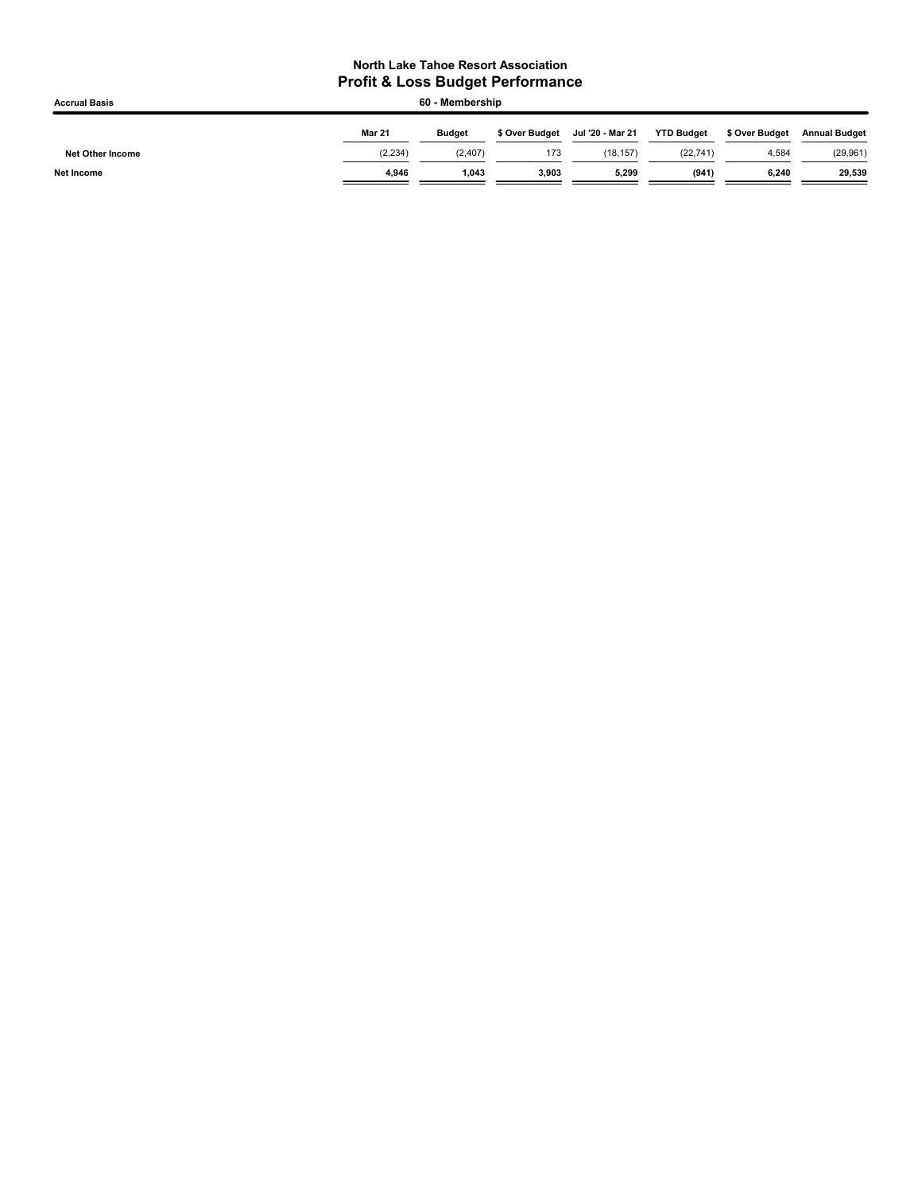# North Lake Tahoe Resort Association
## Profit & Loss Budget Performance

**Accrual Basis** — **60 - Membership**

| | Mar 21 | Budget | $ Over Budget | Jul '20 - Mar 21 | YTD Budget | $ Over Budget | Annual Budget |
|---|---|---|---|---|---|---|---|
| Net Other Income | (2,234) | (2,407) | 173 | (18,157) | (22,741) | 4,584 | (29,961) |
| **Net Income** | **4,946** | **1,043** | **3,903** | **5,299** | **(941)** | **6,240** | **29,539** |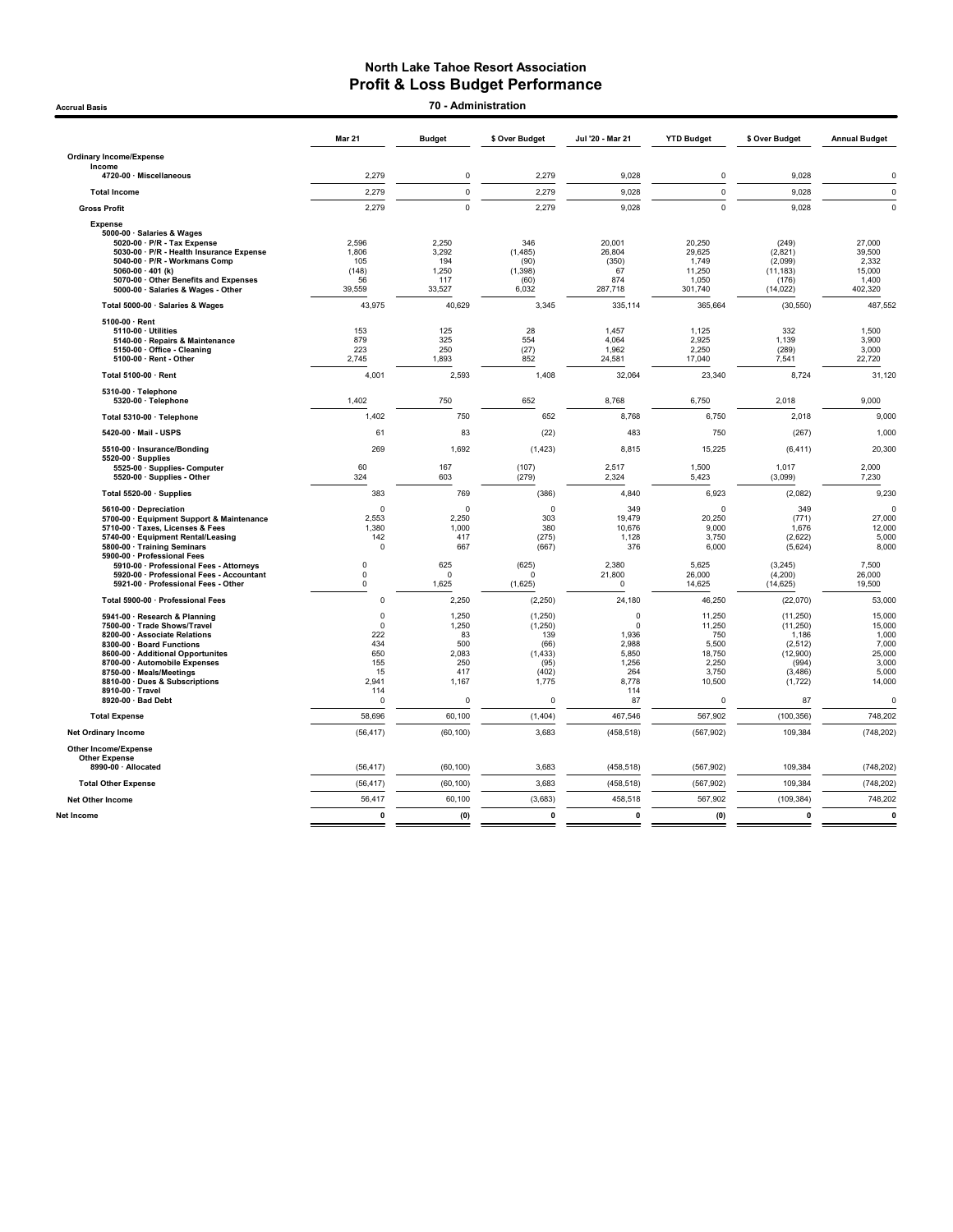# North Lake Tahoe Resort Association
## Profit & Loss Budget Performance

Accrual Basis

### 70 - Administration

| | Mar 21 | Budget | $ Over Budget | Jul '20 - Mar 21 | YTD Budget | $ Over Budget | Annual Budget |
|---|---|---|---|---|---|---|---|
| **Ordinary Income/Expense** | | | | | | | |
| **Income** | | | | | | | |
| 4720-00 · Miscellaneous | 2,279 | 0 | 2,279 | 9,028 | 0 | 9,028 | 0 |
| **Total Income** | 2,279 | 0 | 2,279 | 9,028 | 0 | 9,028 | 0 |
| **Gross Profit** | 2,279 | 0 | 2,279 | 9,028 | 0 | 9,028 | 0 |
| **Expense** | | | | | | | |
| 5000-00 · Salaries & Wages | | | | | | | |
| 5020-00 · P/R - Tax Expense | 2,596 | 2,250 | 346 | 20,001 | 20,250 | (249) | 27,000 |
| 5030-00 · P/R - Health Insurance Expense | 1,806 | 3,292 | (1,485) | 26,804 | 29,625 | (2,821) | 39,500 |
| 5040-00 · P/R - Workmans Comp | 105 | 194 | (90) | (350) | 1,749 | (2,099) | 2,332 |
| 5060-00 · 401 (k) | (148) | 1,250 | (1,398) | 67 | 11,250 | (11,183) | 15,000 |
| 5070-00 · Other Benefits and Expenses | 56 | 117 | (60) | 874 | 1,050 | (176) | 1,400 |
| 5000-00 · Salaries & Wages - Other | 39,559 | 33,527 | 6,032 | 287,718 | 301,740 | (14,022) | 402,320 |
| Total 5000-00 · Salaries & Wages | 43,975 | 40,629 | 3,345 | 335,114 | 365,664 | (30,550) | 487,552 |
| 5100-00 · Rent | | | | | | | |
| 5110-00 · Utilities | 153 | 125 | 28 | 1,457 | 1,125 | 332 | 1,500 |
| 5140-00 · Repairs & Maintenance | 879 | 325 | 554 | 4,064 | 2,925 | 1,139 | 3,900 |
| 5150-00 · Office - Cleaning | 223 | 250 | (27) | 1,962 | 2,250 | (289) | 3,000 |
| 5100-00 · Rent - Other | 2,745 | 1,893 | 852 | 24,581 | 17,040 | 7,541 | 22,720 |
| Total 5100-00 · Rent | 4,001 | 2,593 | 1,408 | 32,064 | 23,340 | 8,724 | 31,120 |
| 5310-00 · Telephone | | | | | | | |
| 5320-00 · Telephone | 1,402 | 750 | 652 | 8,768 | 6,750 | 2,018 | 9,000 |
| Total 5310-00 · Telephone | 1,402 | 750 | 652 | 8,768 | 6,750 | 2,018 | 9,000 |
| 5420-00 · Mail - USPS | 61 | 83 | (22) | 483 | 750 | (267) | 1,000 |
| 5510-00 · Insurance/Bonding | 269 | 1,692 | (1,423) | 8,815 | 15,225 | (6,411) | 20,300 |
| 5520-00 · Supplies | | | | | | | |
| 5525-00 · Supplies- Computer | 60 | 167 | (107) | 2,517 | 1,500 | 1,017 | 2,000 |
| 5520-00 · Supplies - Other | 324 | 603 | (279) | 2,324 | 5,423 | (3,099) | 7,230 |
| Total 5520-00 · Supplies | 383 | 769 | (386) | 4,840 | 6,923 | (2,082) | 9,230 |
| 5610-00 · Depreciation | 0 | 0 | 0 | 349 | 0 | 349 | 0 |
| 5700-00 · Equipment Support & Maintenance | 2,553 | 2,250 | 303 | 19,479 | 20,250 | (771) | 27,000 |
| 5710-00 · Taxes, Licenses & Fees | 1,380 | 1,000 | 380 | 10,676 | 9,000 | 1,676 | 12,000 |
| 5740-00 · Equipment Rental/Leasing | 142 | 417 | (275) | 1,128 | 3,750 | (2,622) | 5,000 |
| 5800-00 · Training Seminars | 0 | 667 | (667) | 376 | 6,000 | (5,624) | 8,000 |
| 5900-00 · Professional Fees | | | | | | | |
| 5910-00 · Professional Fees - Attorneys | 0 | 625 | (625) | 2,380 | 5,625 | (3,245) | 7,500 |
| 5920-00 · Professional Fees - Accountant | 0 | 0 | 0 | 21,800 | 26,000 | (4,200) | 26,000 |
| 5921-00 · Professional Fees - Other | 0 | 1,625 | (1,625) | 0 | 14,625 | (14,625) | 19,500 |
| Total 5900-00 · Professional Fees | 0 | 2,250 | (2,250) | 24,180 | 46,250 | (22,070) | 53,000 |
| 5941-00 · Research & Planning | 0 | 1,250 | (1,250) | 0 | 11,250 | (11,250) | 15,000 |
| 7500-00 · Trade Shows/Travel | 0 | 1,250 | (1,250) | 0 | 11,250 | (11,250) | 15,000 |
| 8200-00 · Associate Relations | 222 | 83 | 139 | 1,936 | 750 | 1,186 | 1,000 |
| 8300-00 · Board Functions | 434 | 500 | (66) | 2,988 | 5,500 | (2,512) | 7,000 |
| 8600-00 · Additional Opportunites | 650 | 2,083 | (1,433) | 5,850 | 18,750 | (12,900) | 25,000 |
| 8700-00 · Automobile Expenses | 155 | 250 | (95) | 1,256 | 2,250 | (994) | 3,000 |
| 8750-00 · Meals/Meetings | 15 | 417 | (402) | 264 | 3,750 | (3,486) | 5,000 |
| 8810-00 · Dues & Subscriptions | 2,941 | 1,167 | 1,775 | 8,778 | 10,500 | (1,722) | 14,000 |
| 8910-00 · Travel | 114 | | | 114 | | | |
| 8920-00 · Bad Debt | 0 | 0 | 0 | 87 | 0 | 87 | 0 |
| **Total Expense** | 58,696 | 60,100 | (1,404) | 467,546 | 567,902 | (100,356) | 748,202 |
| **Net Ordinary Income** | (56,417) | (60,100) | 3,683 | (458,518) | (567,902) | 109,384 | (748,202) |
| **Other Income/Expense** | | | | | | | |
| **Other Expense** | | | | | | | |
| 8990-00 · Allocated | (56,417) | (60,100) | 3,683 | (458,518) | (567,902) | 109,384 | (748,202) |
| **Total Other Expense** | (56,417) | (60,100) | 3,683 | (458,518) | (567,902) | 109,384 | (748,202) |
| **Net Other Income** | 56,417 | 60,100 | (3,683) | 458,518 | 567,902 | (109,384) | 748,202 |
| **Net Income** | 0 | (0) | 0 | 0 | (0) | 0 | 0 |